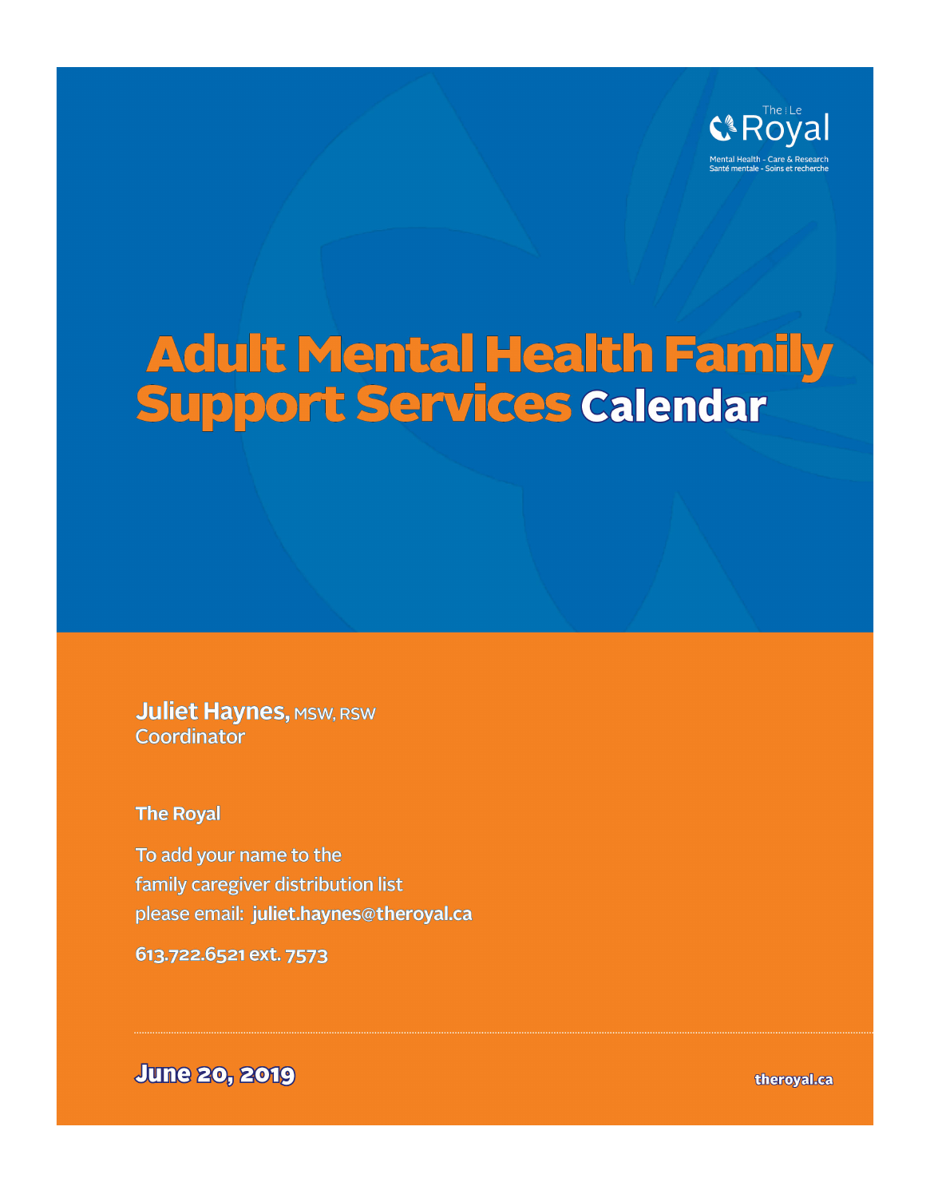The | Le Royal

Mental Health - Care & Research
Santé mentale - Soins et recherche

# Adult Mental Health Family Support Services Calendar

**Juliet Haynes,** MSW, RSW
Coordinator

**The Royal**

To add your name to the
family caregiver distribution list
please email: **juliet.haynes@theroyal.ca**

**613.722.6521 ext. 7573**

**June 20, 2019**

**theroyal.ca**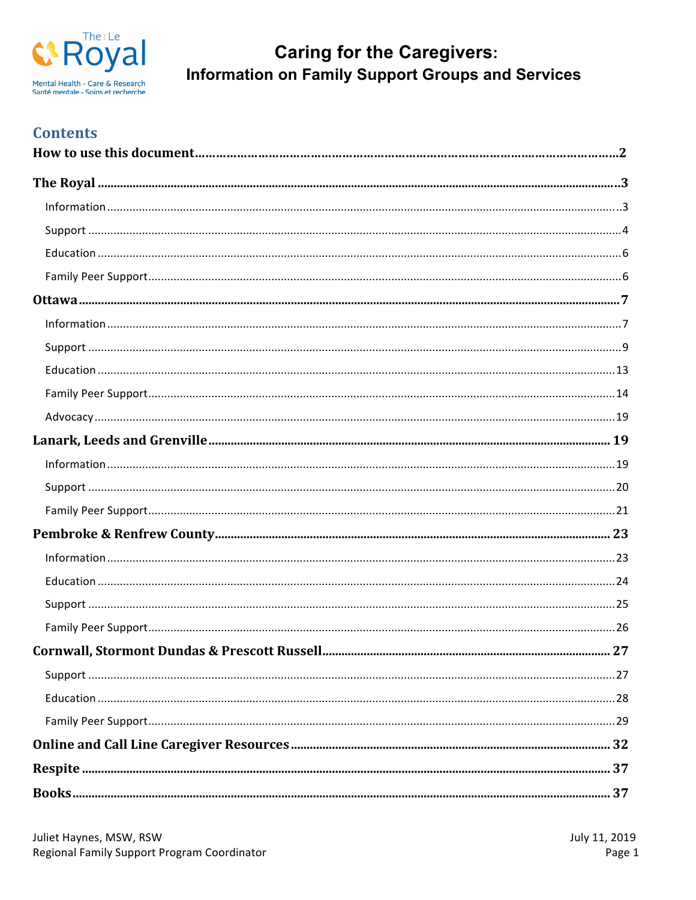# Caring for the Caregivers:
## Information on Family Support Groups and Services

## Contents

**How to use this document** ........ **2**

**The Royal** ........ **3**
- Information ........ 3
- Support ........ 4
- Education ........ 6
- Family Peer Support ........ 6

**Ottawa** ........ **7**
- Information ........ 7
- Support ........ 9
- Education ........ 13
- Family Peer Support ........ 14
- Advocacy ........ 19

**Lanark, Leeds and Grenville** ........ **19**
- Information ........ 19
- Support ........ 20
- Family Peer Support ........ 21

**Pembroke & Renfrew County** ........ **23**
- Information ........ 23
- Education ........ 24
- Support ........ 25
- Family Peer Support ........ 26

**Cornwall, Stormont Dundas & Prescott Russell** ........ **27**
- Support ........ 27
- Education ........ 28
- Family Peer Support ........ 29

**Online and Call Line Caregiver Resources** ........ **32**

**Respite** ........ **37**

**Books** ........ **37**

Juliet Haynes, MSW, RSW
Regional Family Support Program Coordinator

July 11, 2019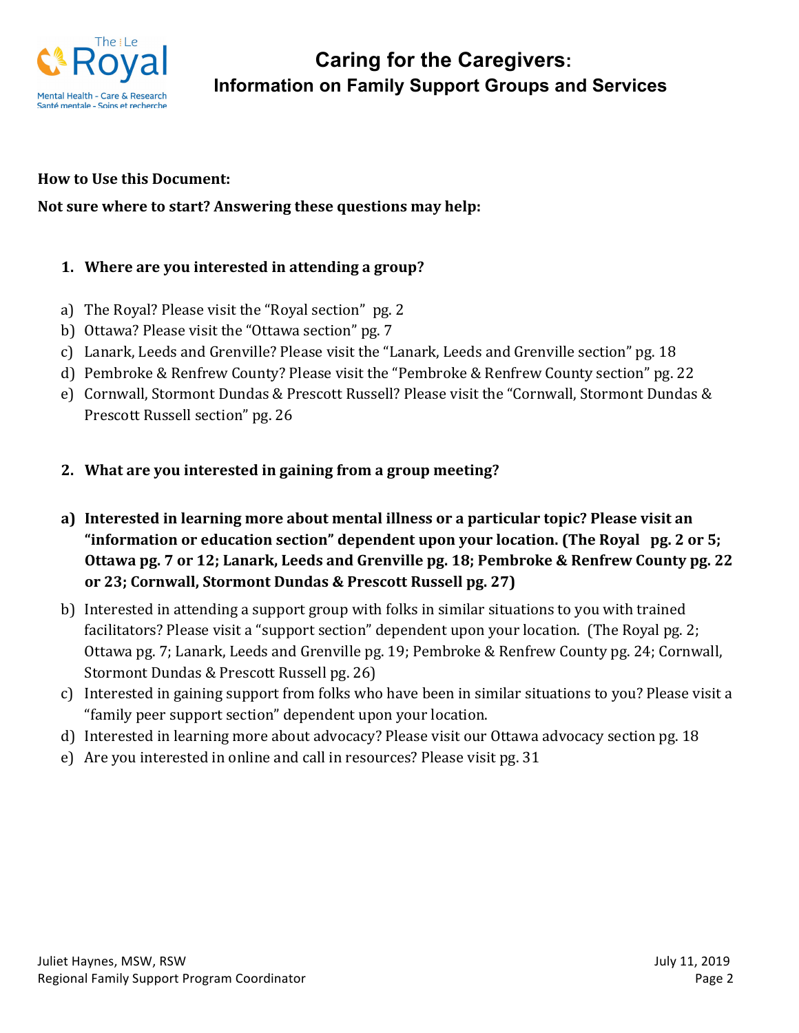# Caring for the Caregivers:

## Information on Family Support Groups and Services

**How to Use this Document:**

**Not sure where to start? Answering these questions may help:**

1. **Where are you interested in attending a group?**

a) The Royal? Please visit the "Royal section" pg. 2
b) Ottawa? Please visit the "Ottawa section" pg. 7
c) Lanark, Leeds and Grenville? Please visit the "Lanark, Leeds and Grenville section" pg. 18
d) Pembroke & Renfrew County? Please visit the "Pembroke & Renfrew County section" pg. 22
e) Cornwall, Stormont Dundas & Prescott Russell? Please visit the "Cornwall, Stormont Dundas & Prescott Russell section" pg. 26

2. **What are you interested in gaining from a group meeting?**

a) **Interested in learning more about mental illness or a particular topic? Please visit an "information or education section" dependent upon your location. (The Royal pg. 2 or 5; Ottawa pg. 7 or 12; Lanark, Leeds and Grenville pg. 18; Pembroke & Renfrew County pg. 22 or 23; Cornwall, Stormont Dundas & Prescott Russell pg. 27)**
b) Interested in attending a support group with folks in similar situations to you with trained facilitators? Please visit a "support section" dependent upon your location. (The Royal pg. 2; Ottawa pg. 7; Lanark, Leeds and Grenville pg. 19; Pembroke & Renfrew County pg. 24; Cornwall, Stormont Dundas & Prescott Russell pg. 26)
c) Interested in gaining support from folks who have been in similar situations to you? Please visit a "family peer support section" dependent upon your location.
d) Interested in learning more about advocacy? Please visit our Ottawa advocacy section pg. 18
e) Are you interested in online and call in resources? Please visit pg. 31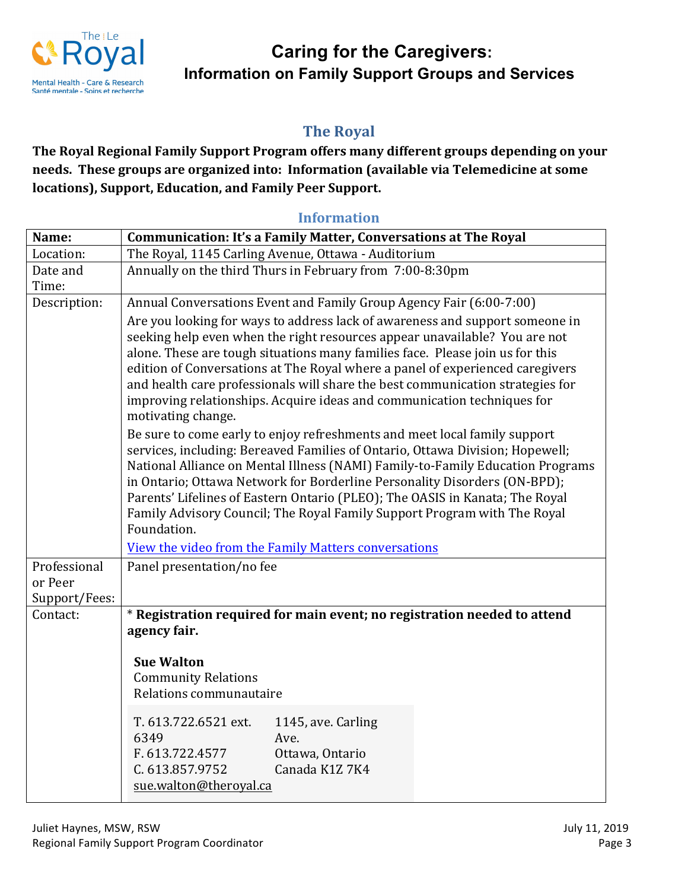# Caring for the Caregivers:
## Information on Family Support Groups and Services

## The Royal

**The Royal Regional Family Support Program offers many different groups depending on your needs. These groups are organized into: Information (available via Telemedicine at some locations), Support, Education, and Family Peer Support.**

### Information

| **Name:** | **Communication: It's a Family Matter, Conversations at The Royal** |
|---|---|
| Location: | The Royal, 1145 Carling Avenue, Ottawa - Auditorium |
| Date and Time: | Annually on the third Thurs in February from 7:00-8:30pm |
| Description: | Annual Conversations Event and Family Group Agency Fair (6:00-7:00)<br>Are you looking for ways to address lack of awareness and support someone in seeking help even when the right resources appear unavailable? You are not alone. These are tough situations many families face. Please join us for this edition of Conversations at The Royal where a panel of experienced caregivers and health care professionals will share the best communication strategies for improving relationships. Acquire ideas and communication techniques for motivating change.<br>Be sure to come early to enjoy refreshments and meet local family support services, including: Bereaved Families of Ontario, Ottawa Division; Hopewell; National Alliance on Mental Illness (NAMI) Family-to-Family Education Programs in Ontario; Ottawa Network for Borderline Personality Disorders (ON-BPD); Parents' Lifelines of Eastern Ontario (PLEO); The OASIS in Kanata; The Royal Family Advisory Council; The Royal Family Support Program with The Royal Foundation.<br>View the video from the Family Matters conversations |
| Professional or Peer Support/Fees: | Panel presentation/no fee |
| Contact: | * **Registration required for main event; no registration needed to attend agency fair.**<br><br>**Sue Walton**<br>Community Relations<br>Relations communautaire<br><br>T. 613.722.6521 ext. 6349<br>F. 613.722.4577<br>C. 613.857.9752<br>sue.walton@theroyal.ca<br><br>1145, ave. Carling Ave.<br>Ottawa, Ontario<br>Canada K1Z 7K4 |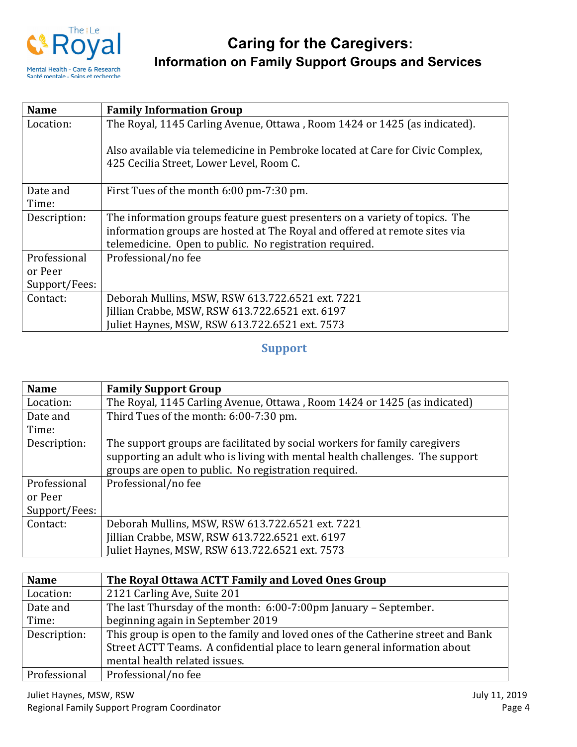# Caring for the Caregivers:
## Information on Family Support Groups and Services

| Name | Family Information Group |
| --- | --- |
| Location: | The Royal, 1145 Carling Avenue, Ottawa , Room 1424 or 1425 (as indicated).<br><br>Also available via telemedicine in Pembroke located at Care for Civic Complex, 425 Cecilia Street, Lower Level, Room C. |
| Date and Time: | First Tues of the month 6:00 pm-7:30 pm. |
| Description: | The information groups feature guest presenters on a variety of topics. The information groups are hosted at The Royal and offered at remote sites via telemedicine. Open to public. No registration required. |
| Professional or Peer Support/Fees: | Professional/no fee |
| Contact: | Deborah Mullins, MSW, RSW 613.722.6521 ext. 7221<br>Jillian Crabbe, MSW, RSW 613.722.6521 ext. 6197<br>Juliet Haynes, MSW, RSW 613.722.6521 ext. 7573 |

## Support

| Name | Family Support Group |
| --- | --- |
| Location: | The Royal, 1145 Carling Avenue, Ottawa , Room 1424 or 1425 (as indicated) |
| Date and Time: | Third Tues of the month: 6:00-7:30 pm. |
| Description: | The support groups are facilitated by social workers for family caregivers supporting an adult who is living with mental health challenges. The support groups are open to public. No registration required. |
| Professional or Peer Support/Fees: | Professional/no fee |
| Contact: | Deborah Mullins, MSW, RSW 613.722.6521 ext. 7221<br>Jillian Crabbe, MSW, RSW 613.722.6521 ext. 6197<br>Juliet Haynes, MSW, RSW 613.722.6521 ext. 7573 |

| Name | The Royal Ottawa ACTT Family and Loved Ones Group |
| --- | --- |
| Location: | 2121 Carling Ave, Suite 201 |
| Date and Time: | The last Thursday of the month: 6:00-7:00pm January – September. beginning again in September 2019 |
| Description: | This group is open to the family and loved ones of the Catherine street and Bank Street ACTT Teams. A confidential place to learn general information about mental health related issues. |
| Professional | Professional/no fee |

Juliet Haynes, MSW, RSW
Regional Family Support Program Coordinator

July 11, 2019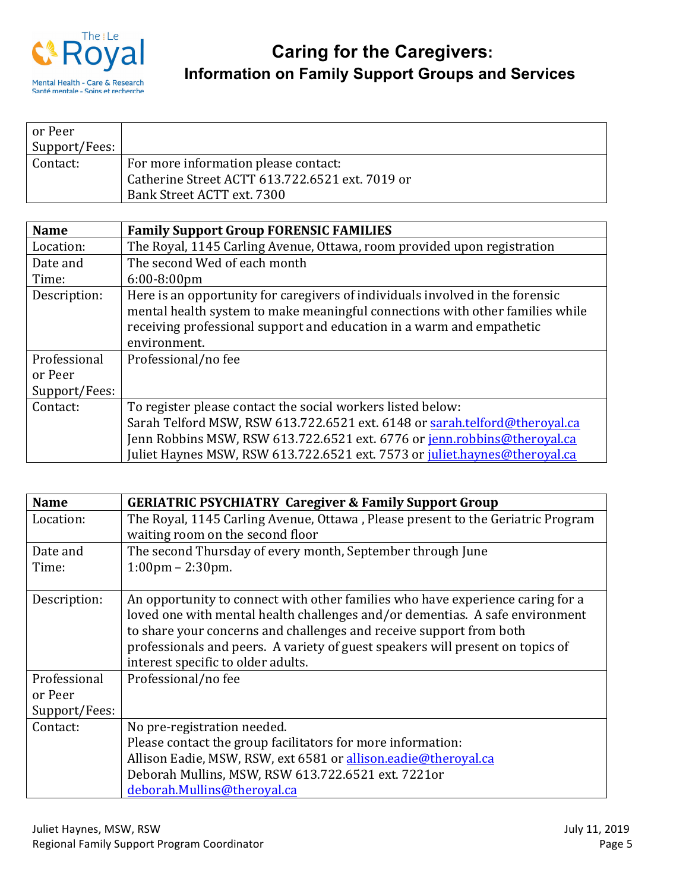| | |
|---|---|
| or Peer Support/Fees: | |
| Contact: | For more information please contact:<br>Catherine Street ACTT 613.722.6521 ext. 7019 or<br>Bank Street ACTT ext. 7300 |

| **Name** | **Family Support Group FORENSIC FAMILIES** |
|---|---|
| Location: | The Royal, 1145 Carling Avenue, Ottawa, room provided upon registration |
| Date and Time: | The second Wed of each month<br>6:00-8:00pm |
| Description: | Here is an opportunity for caregivers of individuals involved in the forensic mental health system to make meaningful connections with other families while receiving professional support and education in a warm and empathetic environment. |
| Professional or Peer Support/Fees: | Professional/no fee |
| Contact: | To register please contact the social workers listed below:<br>Sarah Telford MSW, RSW 613.722.6521 ext. 6148 or sarah.telford@theroyal.ca<br>Jenn Robbins MSW, RSW 613.722.6521 ext. 6776 or jenn.robbins@theroyal.ca<br>Juliet Haynes MSW, RSW 613.722.6521 ext. 7573 or juliet.haynes@theroyal.ca |

| **Name** | **GERIATRIC PSYCHIATRY Caregiver & Family Support Group** |
|---|---|
| Location: | The Royal, 1145 Carling Avenue, Ottawa , Please present to the Geriatric Program waiting room on the second floor |
| Date and Time: | The second Thursday of every month, September through June<br>1:00pm – 2:30pm. |
| Description: | An opportunity to connect with other families who have experience caring for a loved one with mental health challenges and/or dementias. A safe environment to share your concerns and challenges and receive support from both professionals and peers. A variety of guest speakers will present on topics of interest specific to older adults. |
| Professional or Peer Support/Fees: | Professional/no fee |
| Contact: | No pre-registration needed.<br>Please contact the group facilitators for more information:<br>Allison Eadie, MSW, RSW, ext 6581 or allison.eadie@theroyal.ca<br>Deborah Mullins, MSW, RSW 613.722.6521 ext. 7221or deborah.Mullins@theroyal.ca |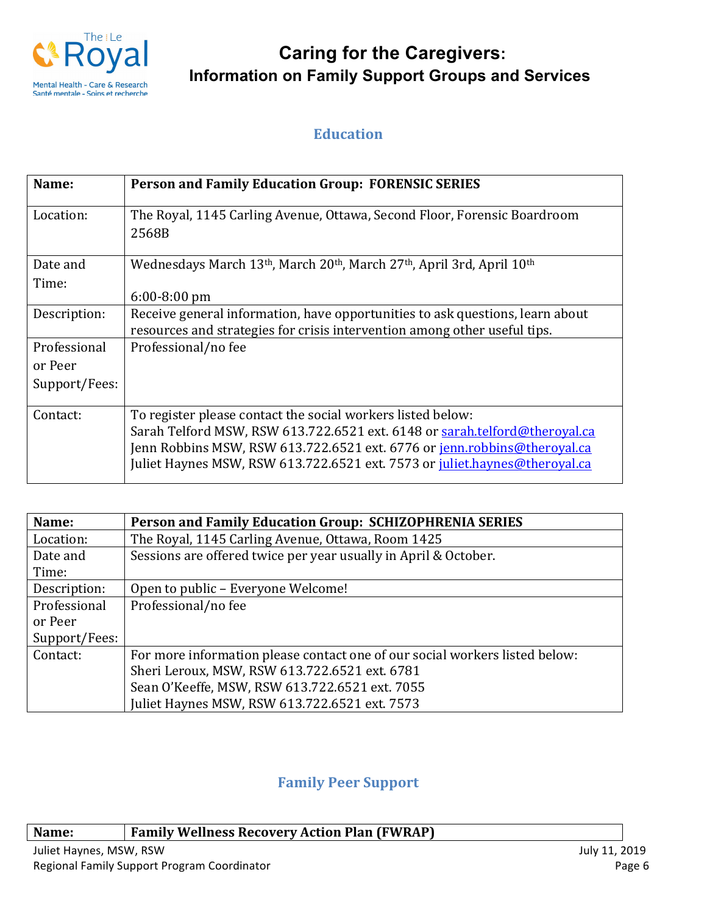## Education

| Name: | **Person and Family Education Group: FORENSIC SERIES** |
|---|---|
| Location: | The Royal, 1145 Carling Avenue, Ottawa, Second Floor, Forensic Boardroom 2568B |
| Date and Time: | Wednesdays March 13th, March 20th, March 27th, April 3rd, April 10th<br><br>6:00-8:00 pm |
| Description: | Receive general information, have opportunities to ask questions, learn about resources and strategies for crisis intervention among other useful tips. |
| Professional or Peer Support/Fees: | Professional/no fee |
| Contact: | To register please contact the social workers listed below:<br>Sarah Telford MSW, RSW 613.722.6521 ext. 6148 or sarah.telford@theroyal.ca<br>Jenn Robbins MSW, RSW 613.722.6521 ext. 6776 or jenn.robbins@theroyal.ca<br>Juliet Haynes MSW, RSW 613.722.6521 ext. 7573 or juliet.haynes@theroyal.ca |

| Name: | **Person and Family Education Group: SCHIZOPHRENIA SERIES** |
|---|---|
| Location: | The Royal, 1145 Carling Avenue, Ottawa, Room 1425 |
| Date and Time: | Sessions are offered twice per year usually in April & October. |
| Description: | Open to public – Everyone Welcome! |
| Professional or Peer Support/Fees: | Professional/no fee |
| Contact: | For more information please contact one of our social workers listed below:<br>Sheri Leroux, MSW, RSW 613.722.6521 ext. 6781<br>Sean O'Keeffe, MSW, RSW 613.722.6521 ext. 7055<br>Juliet Haynes MSW, RSW 613.722.6521 ext. 7573 |

## Family Peer Support

| Name: | **Family Wellness Recovery Action Plan (FWRAP)** |
|---|---|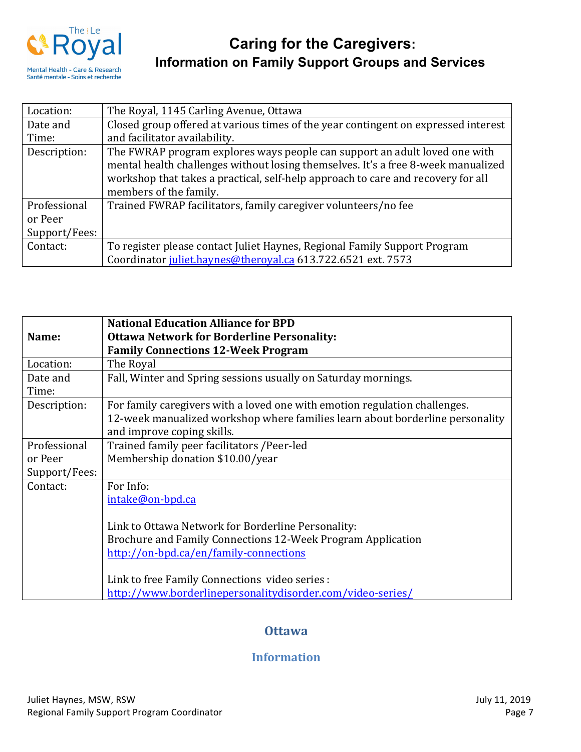| Location: | The Royal, 1145 Carling Avenue, Ottawa |
|---|---|
| Date and Time: | Closed group offered at various times of the year contingent on expressed interest and facilitator availability. |
| Description: | The FWRAP program explores ways people can support an adult loved one with mental health challenges without losing themselves. It's a free 8-week manualized workshop that takes a practical, self-help approach to care and recovery for all members of the family. |
| Professional or Peer Support/Fees: | Trained FWRAP facilitators, family caregiver volunteers/no fee |
| Contact: | To register please contact Juliet Haynes, Regional Family Support Program Coordinator juliet.haynes@theroyal.ca 613.722.6521 ext. 7573 |

| **Name:** | **National Education Alliance for BPD**<br>**Ottawa Network for Borderline Personality:**<br>**Family Connections 12-Week Program** |
|---|---|
| Location: | The Royal |
| Date and Time: | Fall, Winter and Spring sessions usually on Saturday mornings. |
| Description: | For family caregivers with a loved one with emotion regulation challenges.<br>12-week manualized workshop where families learn about borderline personality and improve coping skills. |
| Professional or Peer Support/Fees: | Trained family peer facilitators /Peer-led<br>Membership donation $10.00/year |
| Contact: | For Info:<br>intake@on-bpd.ca<br><br>Link to Ottawa Network for Borderline Personality:<br>Brochure and Family Connections 12-Week Program Application<br>http://on-bpd.ca/en/family-connections<br><br>Link to free Family Connections video series :<br>http://www.borderlinepersonalitydisorder.com/video-series/ |

## Ottawa

### Information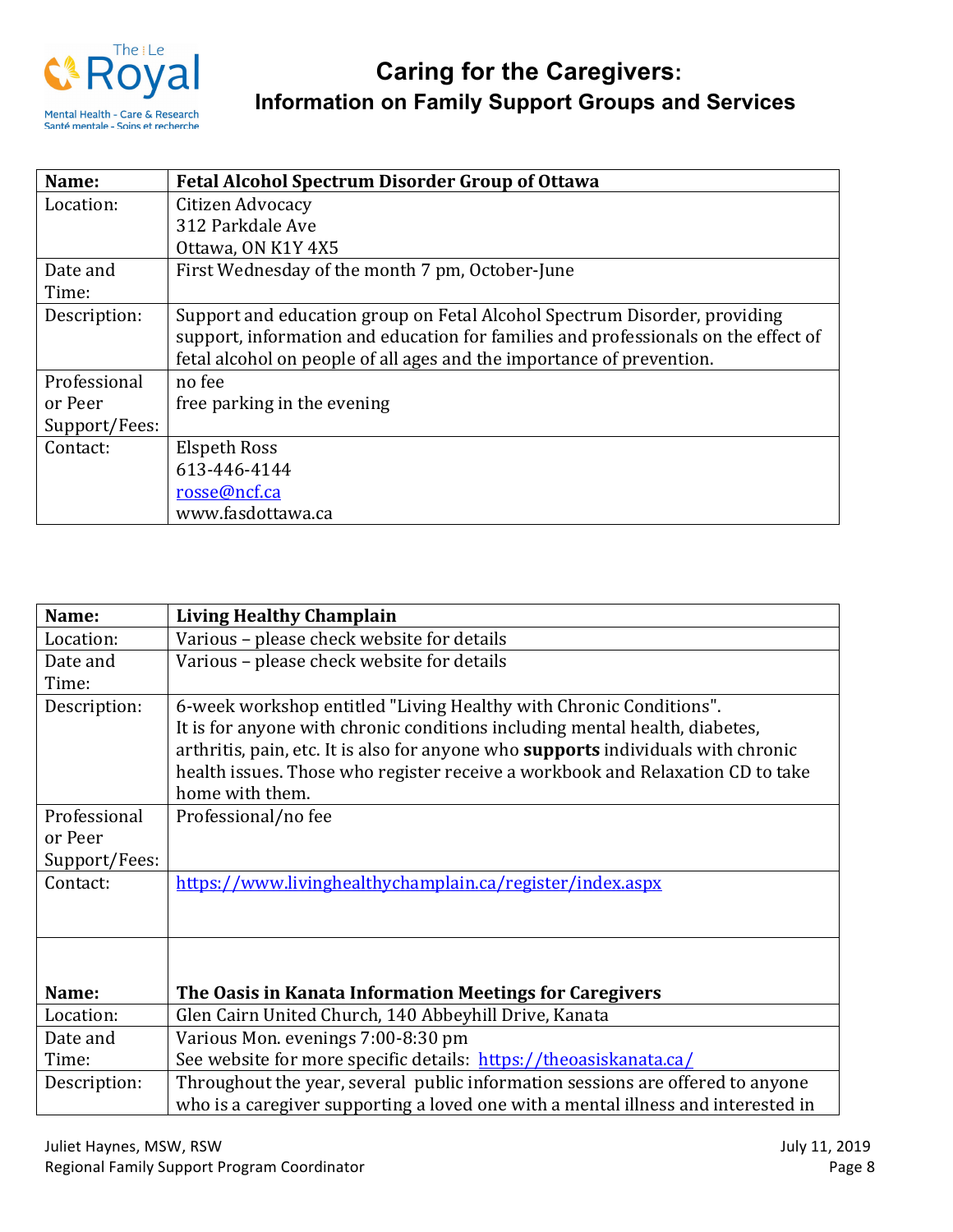| Name: | **Fetal Alcohol Spectrum Disorder Group of Ottawa** |
|---|---|
| Location: | Citizen Advocacy<br>312 Parkdale Ave<br>Ottawa, ON K1Y 4X5 |
| Date and Time: | First Wednesday of the month 7 pm, October-June |
| Description: | Support and education group on Fetal Alcohol Spectrum Disorder, providing support, information and education for families and professionals on the effect of fetal alcohol on people of all ages and the importance of prevention. |
| Professional or Peer Support/Fees: | no fee<br>free parking in the evening |
| Contact: | Elspeth Ross<br>613-446-4144<br>rosse@ncf.ca<br>www.fasdottawa.ca |

| Name: | **Living Healthy Champlain** |
|---|---|
| Location: | Various – please check website for details |
| Date and Time: | Various – please check website for details |
| Description: | 6-week workshop entitled "Living Healthy with Chronic Conditions". It is for anyone with chronic conditions including mental health, diabetes, arthritis, pain, etc. It is also for anyone who **supports** individuals with chronic health issues. Those who register receive a workbook and Relaxation CD to take home with them. |
| Professional or Peer Support/Fees: | Professional/no fee |
| Contact: | https://www.livinghealthychamplain.ca/register/index.aspx |

| Name: | **The Oasis in Kanata Information Meetings for Caregivers** |
|---|---|
| Location: | Glen Cairn United Church, 140 Abbeyhill Drive, Kanata |
| Date and Time: | Various Mon. evenings 7:00-8:30 pm<br>See website for more specific details: https://theoasiskanata.ca/ |
| Description: | Throughout the year, several public information sessions are offered to anyone who is a caregiver supporting a loved one with a mental illness and interested in |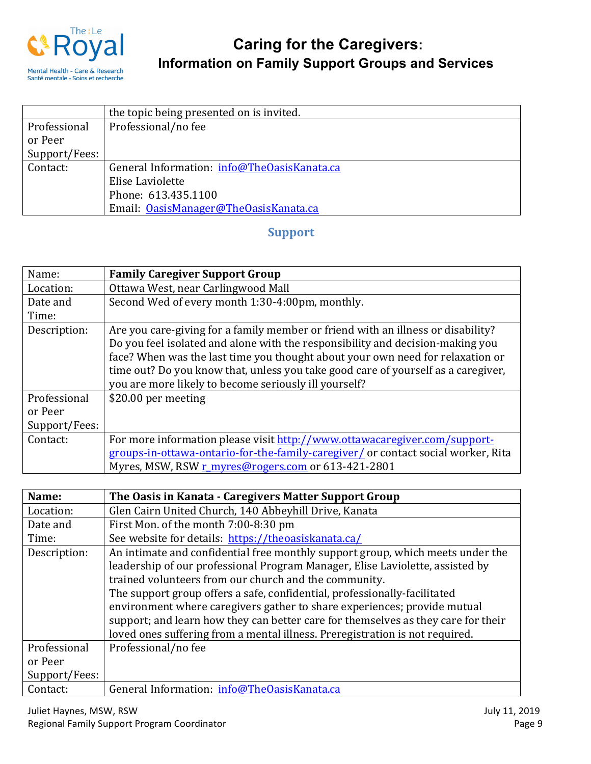|  | the topic being presented on is invited. |
|---|---|
| Professional or Peer Support/Fees: | Professional/no fee |
| Contact: | General Information: info@TheOasisKanata.ca<br>Elise Laviolette<br>Phone: 613.435.1100<br>Email: OasisManager@TheOasisKanata.ca |

## Support

| Name: | **Family Caregiver Support Group** |
|---|---|
| Location: | Ottawa West, near Carlingwood Mall |
| Date and Time: | Second Wed of every month 1:30-4:00pm, monthly. |
| Description: | Are you care-giving for a family member or friend with an illness or disability? Do you feel isolated and alone with the responsibility and decision-making you face? When was the last time you thought about your own need for relaxation or time out? Do you know that, unless you take good care of yourself as a caregiver, you are more likely to become seriously ill yourself? |
| Professional or Peer Support/Fees: | $20.00 per meeting |
| Contact: | For more information please visit http://www.ottawacaregiver.com/support-groups-in-ottawa-ontario-for-the-family-caregiver/ or contact social worker, Rita Myres, MSW, RSW r_myres@rogers.com or 613-421-2801 |

| **Name:** | **The Oasis in Kanata - Caregivers Matter Support Group** |
|---|---|
| Location: | Glen Cairn United Church, 140 Abbeyhill Drive, Kanata |
| Date and Time: | First Mon. of the month 7:00-8:30 pm<br>See website for details: https://theoasiskanata.ca/ |
| Description: | An intimate and confidential free monthly support group, which meets under the leadership of our professional Program Manager, Elise Laviolette, assisted by trained volunteers from our church and the community.<br>The support group offers a safe, confidential, professionally-facilitated environment where caregivers gather to share experiences; provide mutual support; and learn how they can better care for themselves as they care for their loved ones suffering from a mental illness. Preregistration is not required. |
| Professional or Peer Support/Fees: | Professional/no fee |
| Contact: | General Information: info@TheOasisKanata.ca |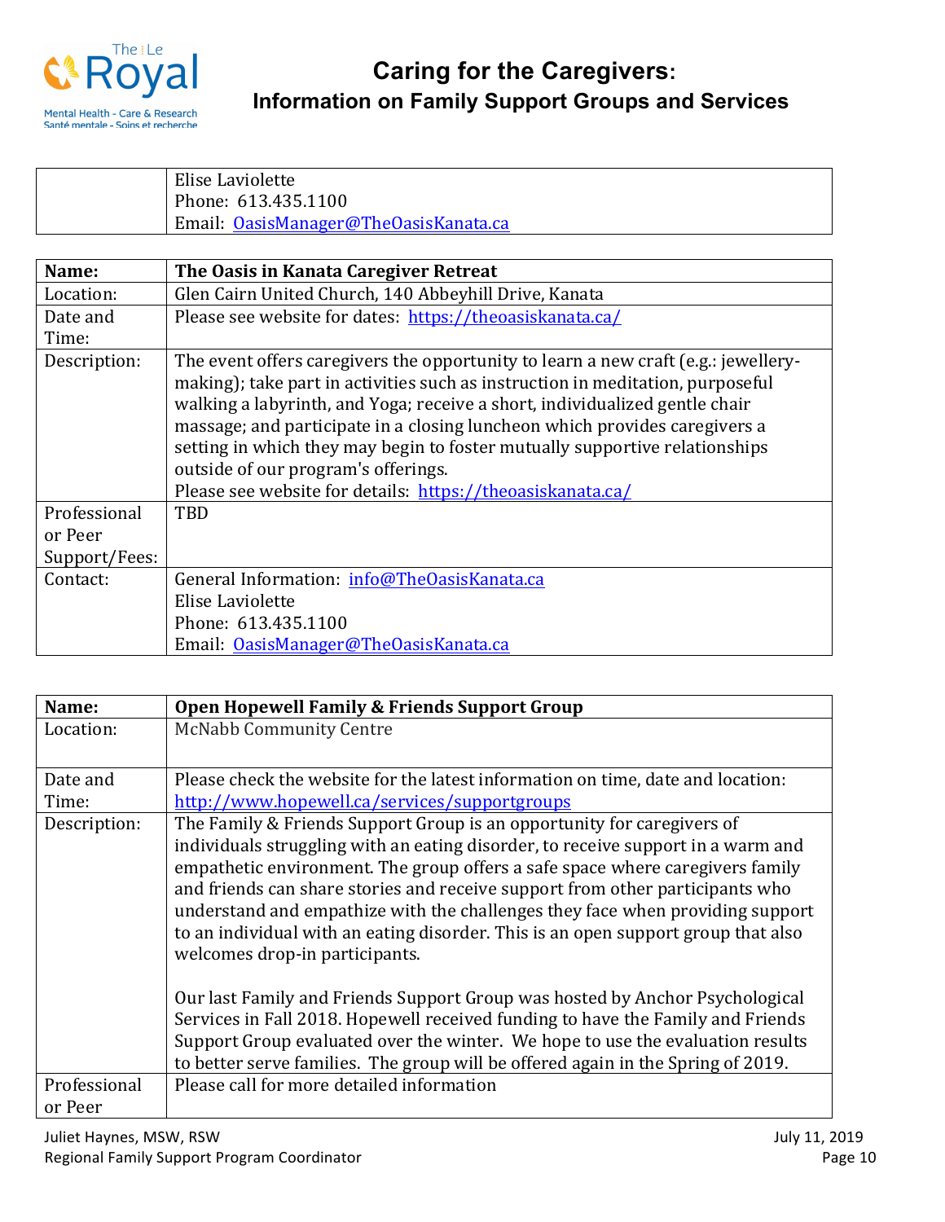|  | Elise Laviolette<br>Phone: 613.435.1100<br>Email: [OasisManager@TheOasisKanata.ca](mailto:OasisManager@TheOasisKanata.ca) |
|---|---|

| Name: | The Oasis in Kanata Caregiver Retreat |
|---|---|
| Location: | Glen Cairn United Church, 140 Abbeyhill Drive, Kanata |
| Date and Time: | Please see website for dates: [https://theoasiskanata.ca/](https://theoasiskanata.ca/) |
| Description: | The event offers caregivers the opportunity to learn a new craft (e.g.: jewellery-making); take part in activities such as instruction in meditation, purposeful walking a labyrinth, and Yoga; receive a short, individualized gentle chair massage; and participate in a closing luncheon which provides caregivers a setting in which they may begin to foster mutually supportive relationships outside of our program's offerings.<br>Please see website for details: [https://theoasiskanata.ca/](https://theoasiskanata.ca/) |
| Professional or Peer Support/Fees: | TBD |
| Contact: | General Information: [info@TheOasisKanata.ca](mailto:info@TheOasisKanata.ca)<br>Elise Laviolette<br>Phone: 613.435.1100<br>Email: [OasisManager@TheOasisKanata.ca](mailto:OasisManager@TheOasisKanata.ca) |

| Name: | Open Hopewell Family & Friends Support Group |
|---|---|
| Location: | McNabb Community Centre |
| Date and Time: | Please check the website for the latest information on time, date and location: [http://www.hopewell.ca/services/supportgroups](http://www.hopewell.ca/services/supportgroups) |
| Description: | The Family & Friends Support Group is an opportunity for caregivers of individuals struggling with an eating disorder, to receive support in a warm and empathetic environment. The group offers a safe space where caregivers family and friends can share stories and receive support from other participants who understand and empathize with the challenges they face when providing support to an individual with an eating disorder. This is an open support group that also welcomes drop-in participants.<br><br>Our last Family and Friends Support Group was hosted by Anchor Psychological Services in Fall 2018. Hopewell received funding to have the Family and Friends Support Group evaluated over the winter. We hope to use the evaluation results to better serve families. The group will be offered again in the Spring of 2019. |
| Professional or Peer | Please call for more detailed information |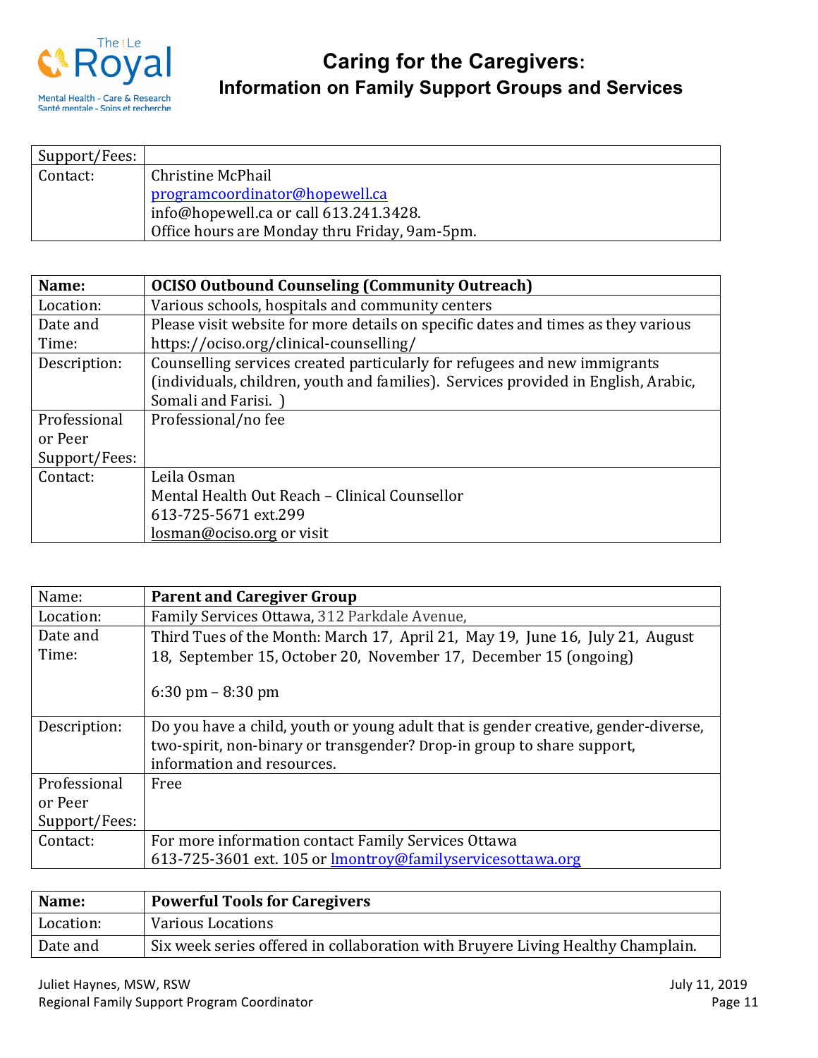| Support/Fees: | |
|---|---|
| Contact: | Christine McPhail<br>programcoordinator@hopewell.ca<br>info@hopewell.ca or call 613.241.3428.<br>Office hours are Monday thru Friday, 9am-5pm. |

| **Name:** | **OCISO Outbound Counseling (Community Outreach)** |
|---|---|
| Location: | Various schools, hospitals and community centers |
| Date and Time: | Please visit website for more details on specific dates and times as they various https://ociso.org/clinical-counselling/ |
| Description: | Counselling services created particularly for refugees and new immigrants (individuals, children, youth and families). Services provided in English, Arabic, Somali and Farisi. ) |
| Professional or Peer Support/Fees: | Professional/no fee |
| Contact: | Leila Osman<br>Mental Health Out Reach – Clinical Counsellor<br>613-725-5671 ext.299<br>losman@ociso.org or visit |

| Name: | **Parent and Caregiver Group** |
|---|---|
| Location: | Family Services Ottawa, 312 Parkdale Avenue, |
| Date and Time: | Third Tues of the Month: March 17, April 21, May 19, June 16, July 21, August 18, September 15, October 20, November 17, December 15 (ongoing)<br><br>6:30 pm – 8:30 pm |
| Description: | Do you have a child, youth or young adult that is gender creative, gender-diverse, two-spirit, non-binary or transgender? Drop-in group to share support, information and resources. |
| Professional or Peer Support/Fees: | Free |
| Contact: | For more information contact Family Services Ottawa<br>613-725-3601 ext. 105 or lmontroy@familyservicesottawa.org |

| **Name:** | **Powerful Tools for Caregivers** |
|---|---|
| Location: | Various Locations |
| Date and | Six week series offered in collaboration with Bruyere Living Healthy Champlain. |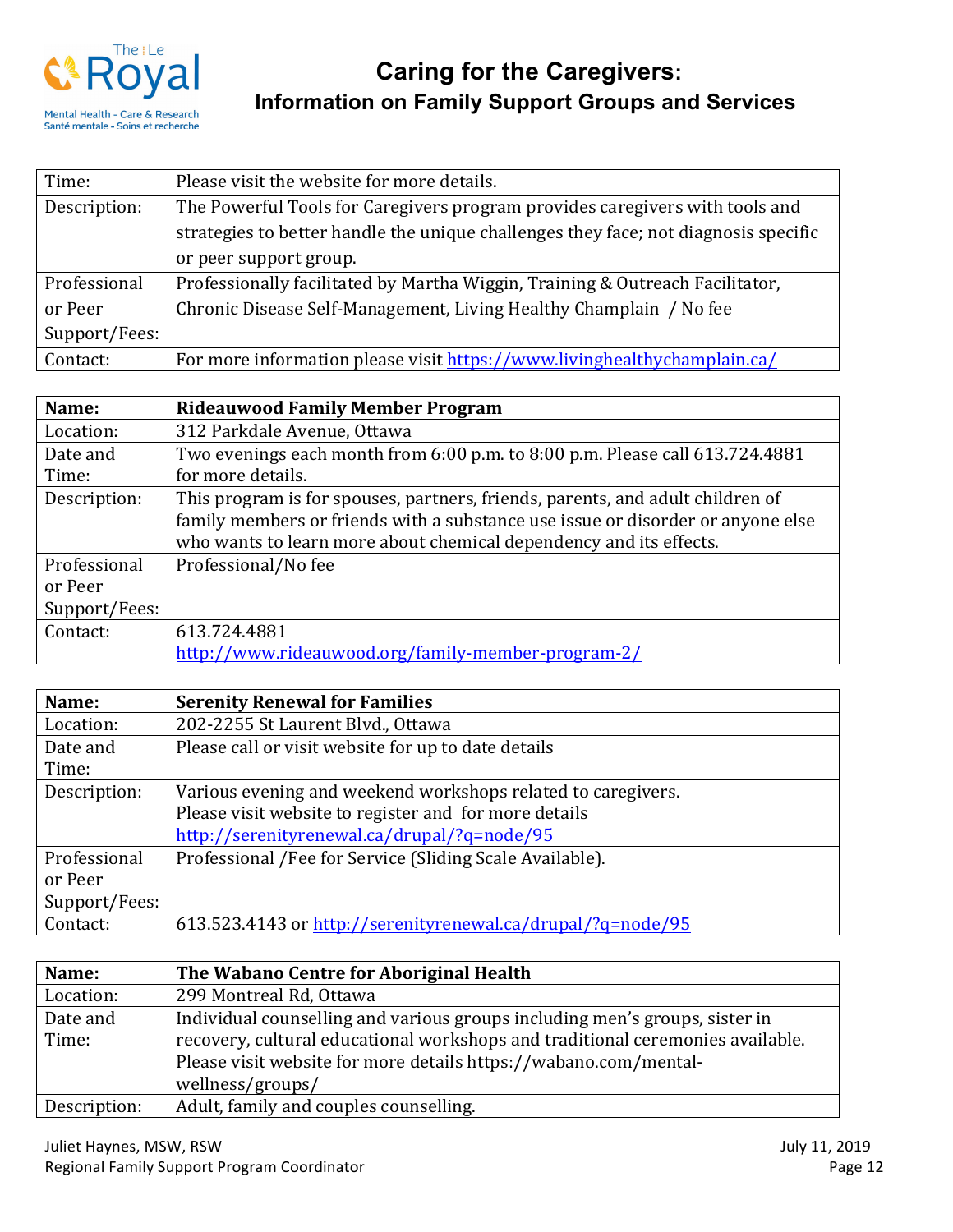| Time: | Please visit the website for more details. |
|---|---|
| Description: | The Powerful Tools for Caregivers program provides caregivers with tools and strategies to better handle the unique challenges they face; not diagnosis specific or peer support group. |
| Professional or Peer Support/Fees: | Professionally facilitated by Martha Wiggin, Training & Outreach Facilitator, Chronic Disease Self-Management, Living Healthy Champlain / No fee |
| Contact: | For more information please visit https://www.livinghealthychamplain.ca/ |

| Name: | Rideauwood Family Member Program |
|---|---|
| Location: | 312 Parkdale Avenue, Ottawa |
| Date and Time: | Two evenings each month from 6:00 p.m. to 8:00 p.m. Please call 613.724.4881 for more details. |
| Description: | This program is for spouses, partners, friends, parents, and adult children of family members or friends with a substance use issue or disorder or anyone else who wants to learn more about chemical dependency and its effects. |
| Professional or Peer Support/Fees: | Professional/No fee |
| Contact: | 613.724.4881 http://www.rideauwood.org/family-member-program-2/ |

| Name: | Serenity Renewal for Families |
|---|---|
| Location: | 202-2255 St Laurent Blvd., Ottawa |
| Date and Time: | Please call or visit website for up to date details |
| Description: | Various evening and weekend workshops related to caregivers. Please visit website to register and for more details http://serenityrenewal.ca/drupal/?q=node/95 |
| Professional or Peer Support/Fees: | Professional /Fee for Service (Sliding Scale Available). |
| Contact: | 613.523.4143 or http://serenityrenewal.ca/drupal/?q=node/95 |

| Name: | The Wabano Centre for Aboriginal Health |
|---|---|
| Location: | 299 Montreal Rd, Ottawa |
| Date and Time: | Individual counselling and various groups including men's groups, sister in recovery, cultural educational workshops and traditional ceremonies available. Please visit website for more details https://wabano.com/mental-wellness/groups/ |
| Description: | Adult, family and couples counselling. |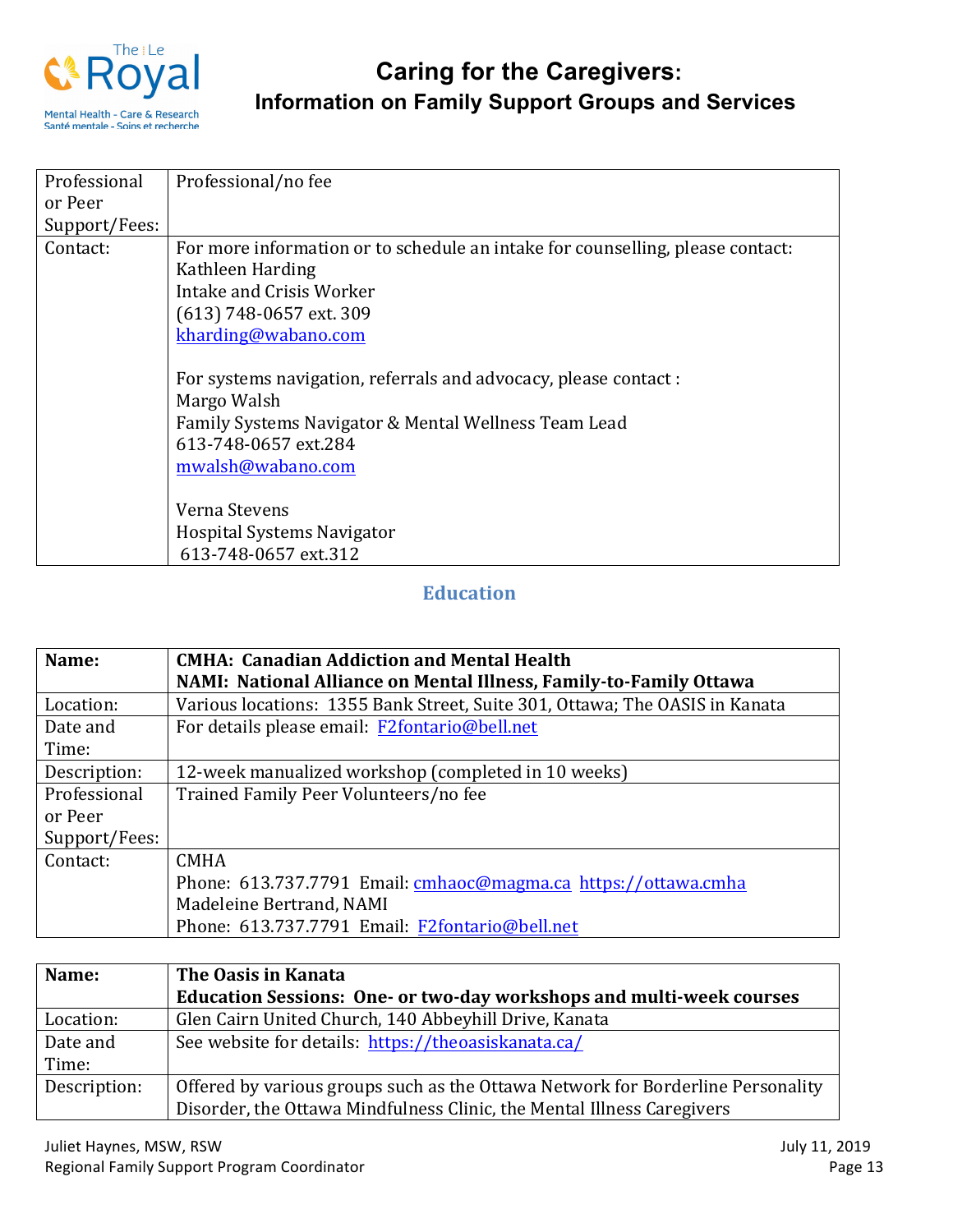| Professional or Peer Support/Fees: | Professional/no fee |
|---|---|
| Contact: | For more information or to schedule an intake for counselling, please contact:<br>Kathleen Harding<br>Intake and Crisis Worker<br>(613) 748-0657 ext. 309<br>kharding@wabano.com<br><br>For systems navigation, referrals and advocacy, please contact :<br>Margo Walsh<br>Family Systems Navigator & Mental Wellness Team Lead<br>613-748-0657 ext.284<br>mwalsh@wabano.com<br><br>Verna Stevens<br>Hospital Systems Navigator<br>613-748-0657 ext.312 |

## Education

| Name: | **CMHA: Canadian Addiction and Mental Health**<br>**NAMI: National Alliance on Mental Illness, Family-to-Family Ottawa** |
|---|---|
| Location: | Various locations: 1355 Bank Street, Suite 301, Ottawa; The OASIS in Kanata |
| Date and Time: | For details please email: F2fontario@bell.net |
| Description: | 12-week manualized workshop (completed in 10 weeks) |
| Professional or Peer Support/Fees: | Trained Family Peer Volunteers/no fee |
| Contact: | CMHA<br>Phone: 613.737.7791 Email: cmhaoc@magma.ca https://ottawa.cmha<br>Madeleine Bertrand, NAMI<br>Phone: 613.737.7791 Email: F2fontario@bell.net |

| Name: | **The Oasis in Kanata**<br>**Education Sessions: One- or two-day workshops and multi-week courses** |
|---|---|
| Location: | Glen Cairn United Church, 140 Abbeyhill Drive, Kanata |
| Date and Time: | See website for details: https://theoasiskanata.ca/ |
| Description: | Offered by various groups such as the Ottawa Network for Borderline Personality Disorder, the Ottawa Mindfulness Clinic, the Mental Illness Caregivers |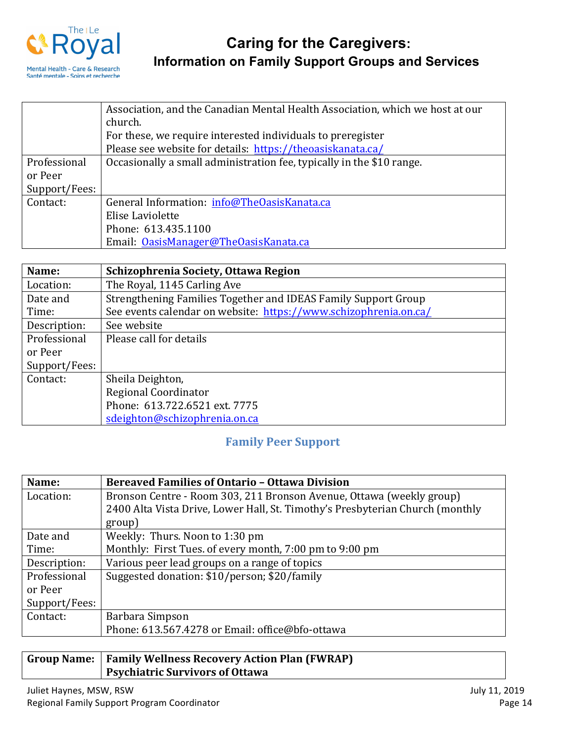| | |
|---|---|
| | Association, and the Canadian Mental Health Association, which we host at our church.<br>For these, we require interested individuals to preregister<br>Please see website for details: https://theoasiskanata.ca/ |
| Professional or Peer Support/Fees: | Occasionally a small administration fee, typically in the $10 range. |
| Contact: | General Information: info@TheOasisKanata.ca<br>Elise Laviolette<br>Phone: 613.435.1100<br>Email: OasisManager@TheOasisKanata.ca |

| **Name:** | **Schizophrenia Society, Ottawa Region** |
|---|---|
| Location: | The Royal, 1145 Carling Ave |
| Date and Time: | Strengthening Families Together and IDEAS Family Support Group<br>See events calendar on website: https://www.schizophrenia.on.ca/ |
| Description: | See website |
| Professional or Peer Support/Fees: | Please call for details |
| Contact: | Sheila Deighton,<br>Regional Coordinator<br>Phone: 613.722.6521 ext. 7775<br>sdeighton@schizophrenia.on.ca |

## Family Peer Support

| **Name:** | **Bereaved Families of Ontario – Ottawa Division** |
|---|---|
| Location: | Bronson Centre - Room 303, 211 Bronson Avenue, Ottawa (weekly group)<br>2400 Alta Vista Drive, Lower Hall, St. Timothy's Presbyterian Church (monthly group) |
| Date and Time: | Weekly: Thurs. Noon to 1:30 pm<br>Monthly: First Tues. of every month, 7:00 pm to 9:00 pm |
| Description: | Various peer lead groups on a range of topics |
| Professional or Peer Support/Fees: | Suggested donation: $10/person; $20/family |
| Contact: | Barbara Simpson<br>Phone: 613.567.4278 or Email: office@bfo-ottawa |

| **Group Name:** | **Family Wellness Recovery Action Plan (FWRAP)**<br>**Psychiatric Survivors of Ottawa** |
|---|---|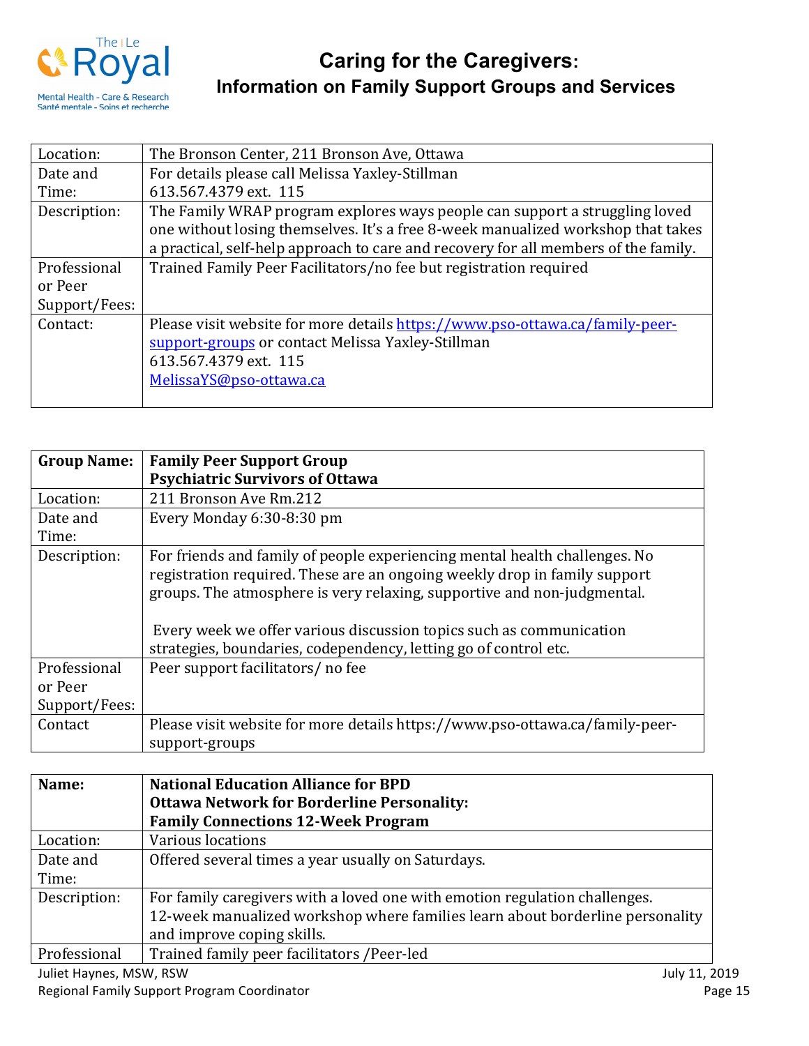| Location: | The Bronson Center, 211 Bronson Ave, Ottawa |
|---|---|
| Date and Time: | For details please call Melissa Yaxley-Stillman 613.567.4379 ext. 115 |
| Description: | The Family WRAP program explores ways people can support a struggling loved one without losing themselves. It's a free 8-week manualized workshop that takes a practical, self-help approach to care and recovery for all members of the family. |
| Professional or Peer Support/Fees: | Trained Family Peer Facilitators/no fee but registration required |
| Contact: | Please visit website for more details [https://www.pso-ottawa.ca/family-peer-support-groups](https://www.pso-ottawa.ca/family-peer-support-groups) or contact Melissa Yaxley-Stillman 613.567.4379 ext. 115 [MelissaYS@pso-ottawa.ca](mailto:MelissaYS@pso-ottawa.ca) |

| **Group Name:** | **Family Peer Support Group**<br>**Psychiatric Survivors of Ottawa** |
|---|---|
| Location: | 211 Bronson Ave Rm.212 |
| Date and Time: | Every Monday 6:30-8:30 pm |
| Description: | For friends and family of people experiencing mental health challenges. No registration required. These are an ongoing weekly drop in family support groups. The atmosphere is very relaxing, supportive and non-judgmental.<br><br>Every week we offer various discussion topics such as communication strategies, boundaries, codependency, letting go of control etc. |
| Professional or Peer Support/Fees: | Peer support facilitators/ no fee |
| Contact | Please visit website for more details https://www.pso-ottawa.ca/family-peer-support-groups |

| **Name:** | **National Education Alliance for BPD**<br>**Ottawa Network for Borderline Personality:**<br>**Family Connections 12-Week Program** |
|---|---|
| Location: | Various locations |
| Date and Time: | Offered several times a year usually on Saturdays. |
| Description: | For family caregivers with a loved one with emotion regulation challenges. 12-week manualized workshop where families learn about borderline personality and improve coping skills. |
| Professional | Trained family peer facilitators /Peer-led |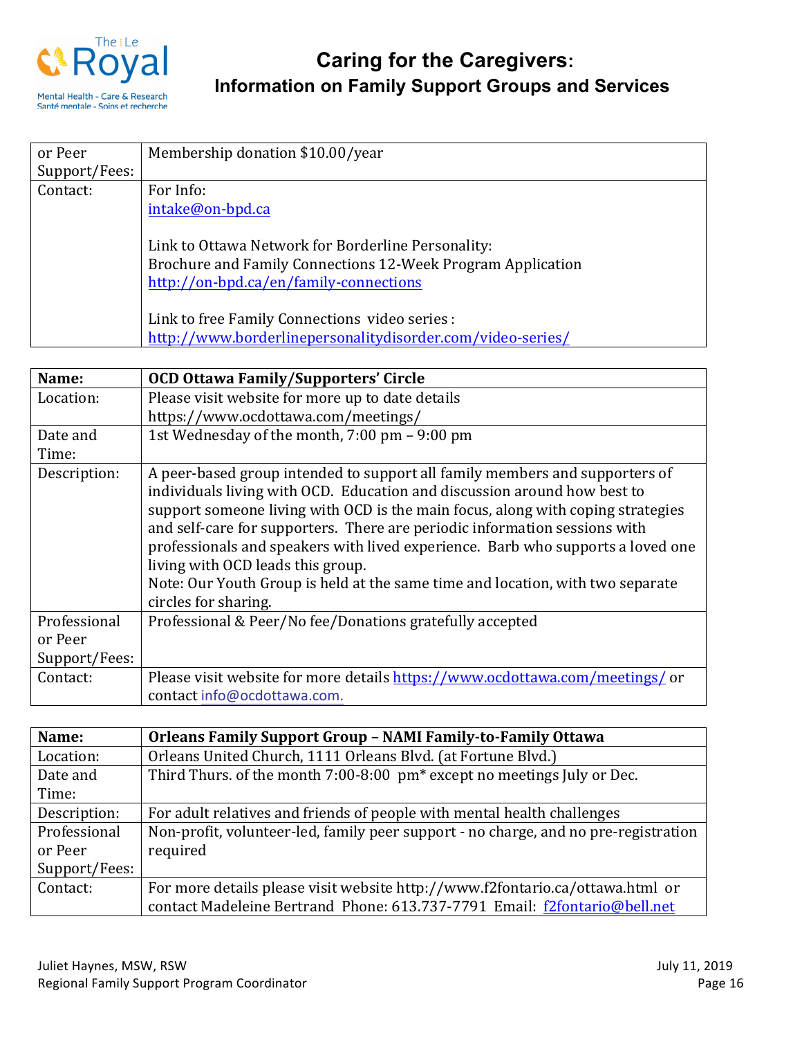| or Peer Support/Fees: | Membership donation $10.00/year |
|---|---|
| Contact: | For Info:<br>intake@on-bpd.ca<br><br>Link to Ottawa Network for Borderline Personality:<br>Brochure and Family Connections 12-Week Program Application<br>http://on-bpd.ca/en/family-connections<br><br>Link to free Family Connections video series :<br>http://www.borderlinepersonalitydisorder.com/video-series/ |

| **Name:** | **OCD Ottawa Family/Supporters' Circle** |
|---|---|
| Location: | Please visit website for more up to date details<br>https://www.ocdottawa.com/meetings/ |
| Date and Time: | 1st Wednesday of the month, 7:00 pm – 9:00 pm |
| Description: | A peer-based group intended to support all family members and supporters of individuals living with OCD. Education and discussion around how best to support someone living with OCD is the main focus, along with coping strategies and self-care for supporters. There are periodic information sessions with professionals and speakers with lived experience. Barb who supports a loved one living with OCD leads this group.<br>Note: Our Youth Group is held at the same time and location, with two separate circles for sharing. |
| Professional or Peer Support/Fees: | Professional & Peer/No fee/Donations gratefully accepted |
| Contact: | Please visit website for more details https://www.ocdottawa.com/meetings/ or contact info@ocdottawa.com. |

| **Name:** | **Orleans Family Support Group – NAMI Family-to-Family Ottawa** |
|---|---|
| Location: | Orleans United Church, 1111 Orleans Blvd. (at Fortune Blvd.) |
| Date and Time: | Third Thurs. of the month 7:00-8:00 pm* except no meetings July or Dec. |
| Description: | For adult relatives and friends of people with mental health challenges |
| Professional or Peer Support/Fees: | Non-profit, volunteer-led, family peer support - no charge, and no pre-registration required |
| Contact: | For more details please visit website http://www.f2fontario.ca/ottawa.html or contact Madeleine Bertrand Phone: 613.737-7791 Email: f2fontario@bell.net |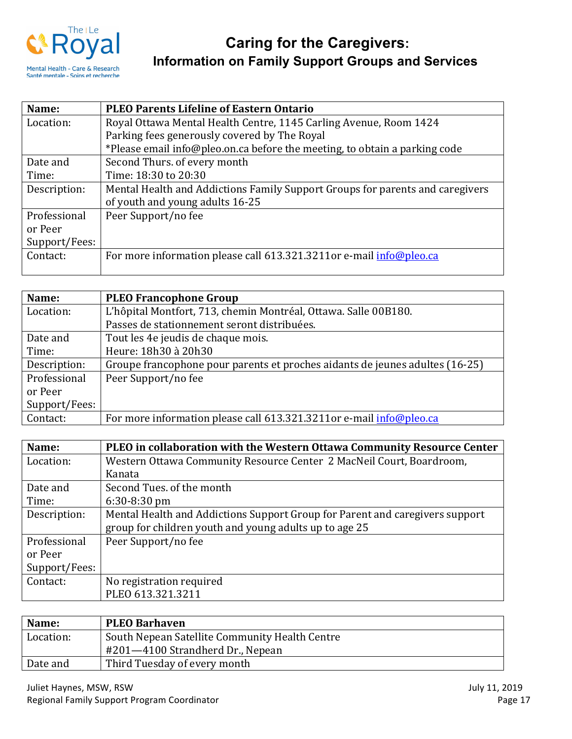# Caring for the Caregivers:
## Information on Family Support Groups and Services

| Name: | PLEO Parents Lifeline of Eastern Ontario |
|---|---|
| Location: | Royal Ottawa Mental Health Centre, 1145 Carling Avenue, Room 1424<br>Parking fees generously covered by The Royal<br>*Please email info@pleo.on.ca before the meeting, to obtain a parking code |
| Date and Time: | Second Thurs. of every month<br>Time: 18:30 to 20:30 |
| Description: | Mental Health and Addictions Family Support Groups for parents and caregivers of youth and young adults 16-25 |
| Professional or Peer Support/Fees: | Peer Support/no fee |
| Contact: | For more information please call 613.321.3211or e-mail info@pleo.ca |

| Name: | PLEO Francophone Group |
|---|---|
| Location: | L'hôpital Montfort, 713, chemin Montréal, Ottawa. Salle 00B180.<br>Passes de stationnement seront distribuées. |
| Date and Time: | Tout les 4e jeudis de chaque mois.<br>Heure: 18h30 à 20h30 |
| Description: | Groupe francophone pour parents et proches aidants de jeunes adultes (16-25) |
| Professional or Peer Support/Fees: | Peer Support/no fee |
| Contact: | For more information please call 613.321.3211or e-mail info@pleo.ca |

| Name: | PLEO in collaboration with the Western Ottawa Community Resource Center |
|---|---|
| Location: | Western Ottawa Community Resource Center 2 MacNeil Court, Boardroom, Kanata |
| Date and Time: | Second Tues. of the month<br>6:30-8:30 pm |
| Description: | Mental Health and Addictions Support Group for Parent and caregivers support group for children youth and young adults up to age 25 |
| Professional or Peer Support/Fees: | Peer Support/no fee |
| Contact: | No registration required<br>PLEO 613.321.3211 |

| Name: | PLEO Barhaven |
|---|---|
| Location: | South Nepean Satellite Community Health Centre<br>#201—4100 Strandherd Dr., Nepean |
| Date and | Third Tuesday of every month |

Juliet Haynes, MSW, RSW
Regional Family Support Program Coordinator

July 11, 2019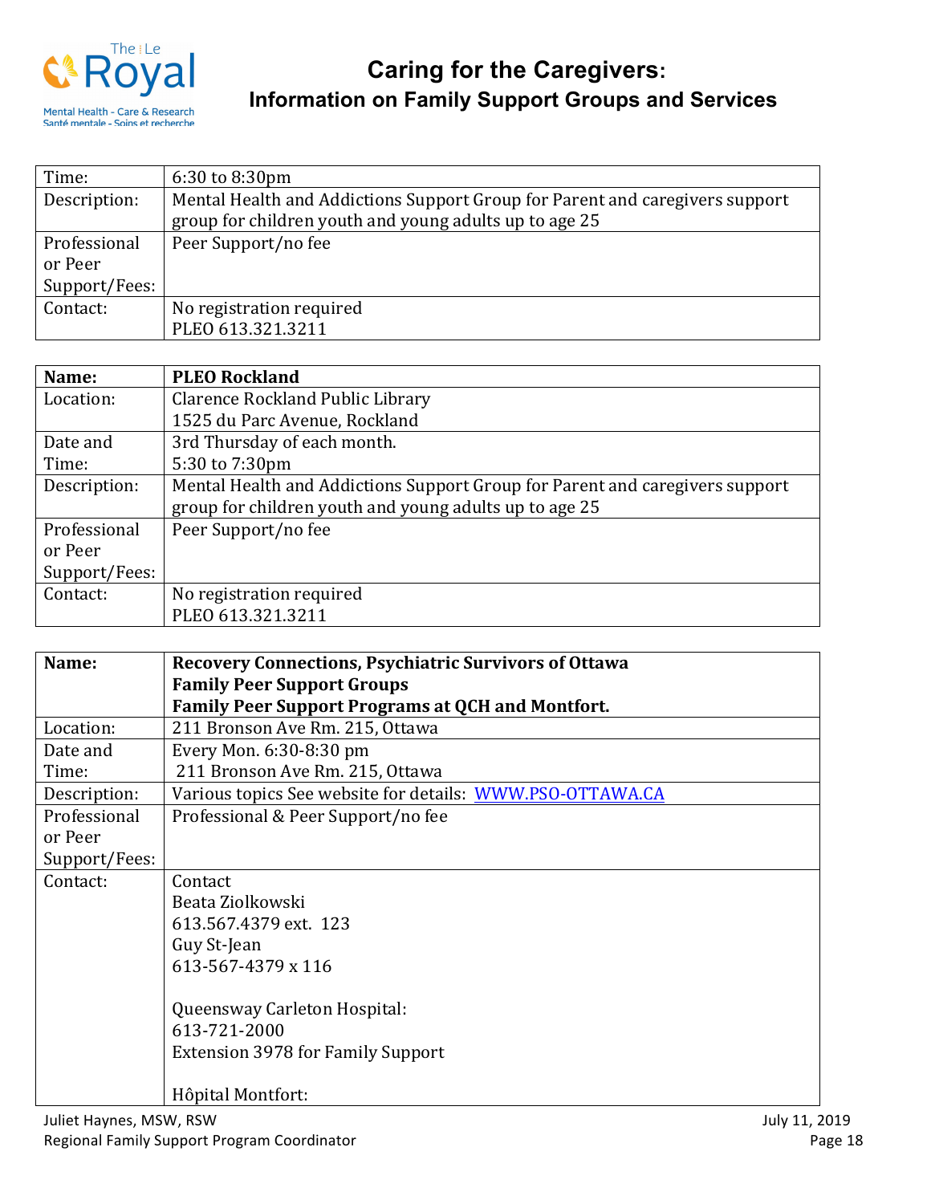| Time: | 6:30 to 8:30pm |
|---|---|
| Description: | Mental Health and Addictions Support Group for Parent and caregivers support group for children youth and young adults up to age 25 |
| Professional or Peer Support/Fees: | Peer Support/no fee |
| Contact: | No registration required<br>PLEO 613.321.3211 |

| **Name:** | **PLEO Rockland** |
|---|---|
| Location: | Clarence Rockland Public Library<br>1525 du Parc Avenue, Rockland |
| Date and Time: | 3rd Thursday of each month.<br>5:30 to 7:30pm |
| Description: | Mental Health and Addictions Support Group for Parent and caregivers support group for children youth and young adults up to age 25 |
| Professional or Peer Support/Fees: | Peer Support/no fee |
| Contact: | No registration required<br>PLEO 613.321.3211 |

| **Name:** | **Recovery Connections, Psychiatric Survivors of Ottawa**<br>**Family Peer Support Groups**<br>**Family Peer Support Programs at QCH and Montfort.** |
|---|---|
| Location: | 211 Bronson Ave Rm. 215, Ottawa |
| Date and Time: | Every Mon. 6:30-8:30 pm<br>211 Bronson Ave Rm. 215, Ottawa |
| Description: | Various topics See website for details: [WWW.PSO-OTTAWA.CA](http://WWW.PSO-OTTAWA.CA) |
| Professional or Peer Support/Fees: | Professional & Peer Support/no fee |
| Contact: | Contact<br>Beata Ziolkowski<br>613.567.4379 ext. 123<br>Guy St-Jean<br>613-567-4379 x 116<br><br>Queensway Carleton Hospital:<br>613-721-2000<br>Extension 3978 for Family Support<br><br>Hôpital Montfort: |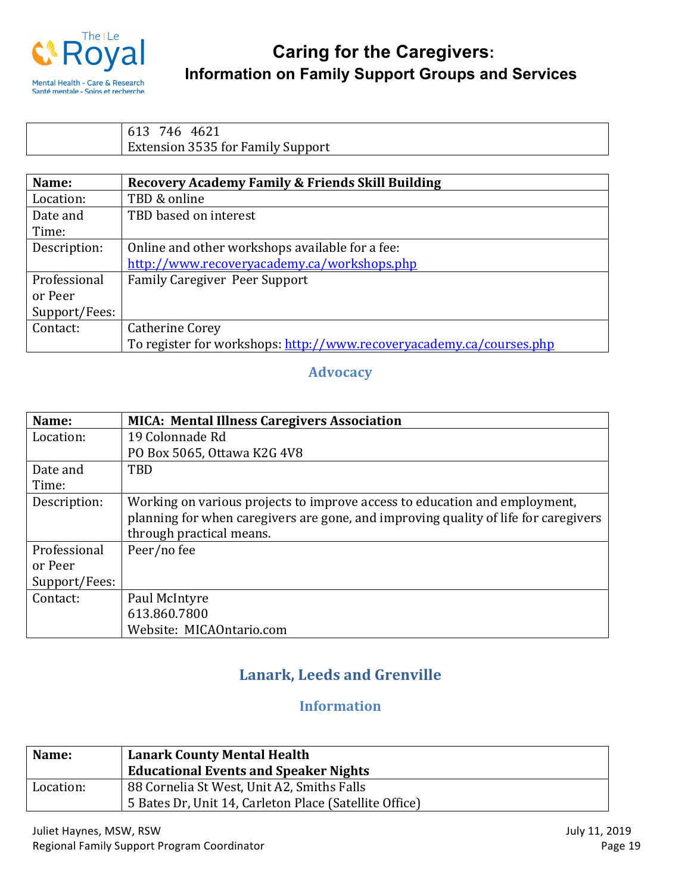| | |
|---|---|
| | 613 746 4621<br>Extension 3535 for Family Support |

| **Name:** | **Recovery Academy Family & Friends Skill Building** |
|---|---|
| Location: | TBD & online |
| Date and Time: | TBD based on interest |
| Description: | Online and other workshops available for a fee:<br>http://www.recoveryacademy.ca/workshops.php |
| Professional or Peer Support/Fees: | Family Caregiver Peer Support |
| Contact: | Catherine Corey<br>To register for workshops: http://www.recoveryacademy.ca/courses.php |

### Advocacy

| **Name:** | **MICA: Mental Illness Caregivers Association** |
|---|---|
| Location: | 19 Colonnade Rd<br>PO Box 5065, Ottawa K2G 4V8 |
| Date and Time: | TBD |
| Description: | Working on various projects to improve access to education and employment, planning for when caregivers are gone, and improving quality of life for caregivers through practical means. |
| Professional or Peer Support/Fees: | Peer/no fee |
| Contact: | Paul McIntyre<br>613.860.7800<br>Website: MICAOntario.com |

## Lanark, Leeds and Grenville

### Information

| **Name:** | **Lanark County Mental Health**<br>**Educational Events and Speaker Nights** |
|---|---|
| Location: | 88 Cornelia St West, Unit A2, Smiths Falls<br>5 Bates Dr, Unit 14, Carleton Place (Satellite Office) |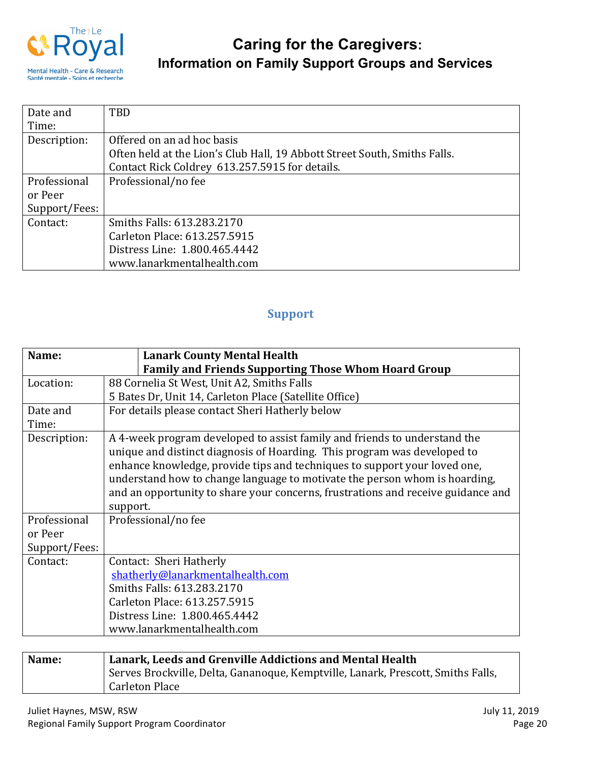| | |
|---|---|
| Date and Time: | TBD |
| Description: | Offered on an ad hoc basis<br>Often held at the Lion's Club Hall, 19 Abbott Street South, Smiths Falls.<br>Contact Rick Coldrey 613.257.5915 for details. |
| Professional or Peer Support/Fees: | Professional/no fee |
| Contact: | Smiths Falls: 613.283.2170<br>Carleton Place: 613.257.5915<br>Distress Line: 1.800.465.4442<br>www.lanarkmentalhealth.com |

## Support

| **Name:** | **Lanark County Mental Health**<br>**Family and Friends Supporting Those Whom Hoard Group** |
|---|---|
| Location: | 88 Cornelia St West, Unit A2, Smiths Falls<br>5 Bates Dr, Unit 14, Carleton Place (Satellite Office) |
| Date and Time: | For details please contact Sheri Hatherly below |
| Description: | A 4-week program developed to assist family and friends to understand the unique and distinct diagnosis of Hoarding. This program was developed to enhance knowledge, provide tips and techniques to support your loved one, understand how to change language to motivate the person whom is hoarding, and an opportunity to share your concerns, frustrations and receive guidance and support. |
| Professional or Peer Support/Fees: | Professional/no fee |
| Contact: | Contact: Sheri Hatherly<br>shatherly@lanarkmentalhealth.com<br>Smiths Falls: 613.283.2170<br>Carleton Place: 613.257.5915<br>Distress Line: 1.800.465.4442<br>www.lanarkmentalhealth.com |

| **Name:** | **Lanark, Leeds and Grenville Addictions and Mental Health**<br>Serves Brockville, Delta, Gananoque, Kemptville, Lanark, Prescott, Smiths Falls, Carleton Place |
|---|---|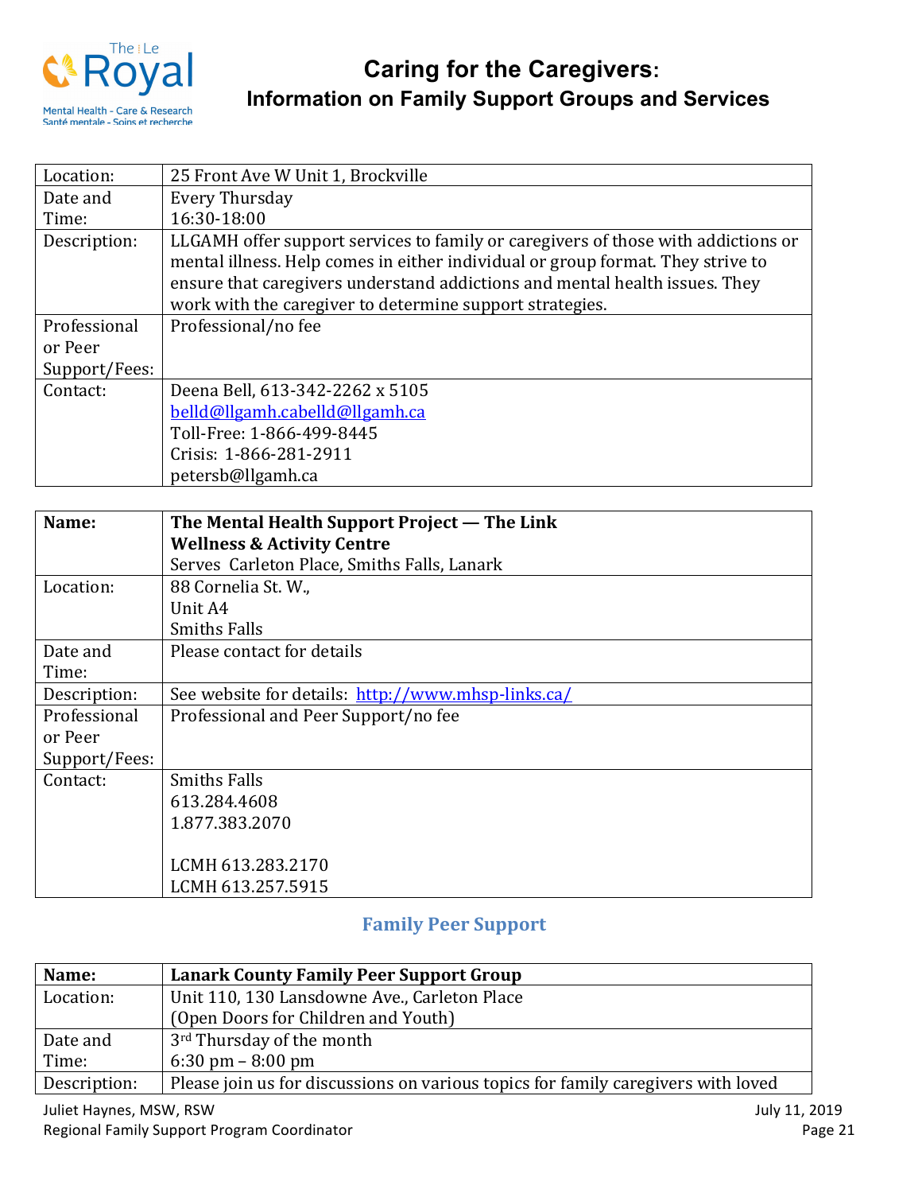| Location: | 25 Front Ave W Unit 1, Brockville |
|---|---|
| Date and Time: | Every Thursday<br>16:30-18:00 |
| Description: | LLGAMH offer support services to family or caregivers of those with addictions or mental illness. Help comes in either individual or group format. They strive to ensure that caregivers understand addictions and mental health issues. They work with the caregiver to determine support strategies. |
| Professional or Peer Support/Fees: | Professional/no fee |
| Contact: | Deena Bell, 613-342-2262 x 5105<br>belld@llgamh.cabelld@llgamh.ca<br>Toll-Free: 1-866-499-8445<br>Crisis: 1-866-281-2911<br>petersb@llgamh.ca |

| **Name:** | **The Mental Health Support Project — The Link Wellness & Activity Centre**<br>Serves Carleton Place, Smiths Falls, Lanark |
|---|---|
| Location: | 88 Cornelia St. W.,<br>Unit A4<br>Smiths Falls |
| Date and Time: | Please contact for details |
| Description: | See website for details: http://www.mhsp-links.ca/ |
| Professional or Peer Support/Fees: | Professional and Peer Support/no fee |
| Contact: | Smiths Falls<br>613.284.4608<br>1.877.383.2070<br><br>LCMH 613.283.2170<br>LCMH 613.257.5915 |

## Family Peer Support

| **Name:** | **Lanark County Family Peer Support Group** |
|---|---|
| Location: | Unit 110, 130 Lansdowne Ave., Carleton Place<br>(Open Doors for Children and Youth) |
| Date and Time: | 3rd Thursday of the month<br>6:30 pm – 8:00 pm |
| Description: | Please join us for discussions on various topics for family caregivers with loved |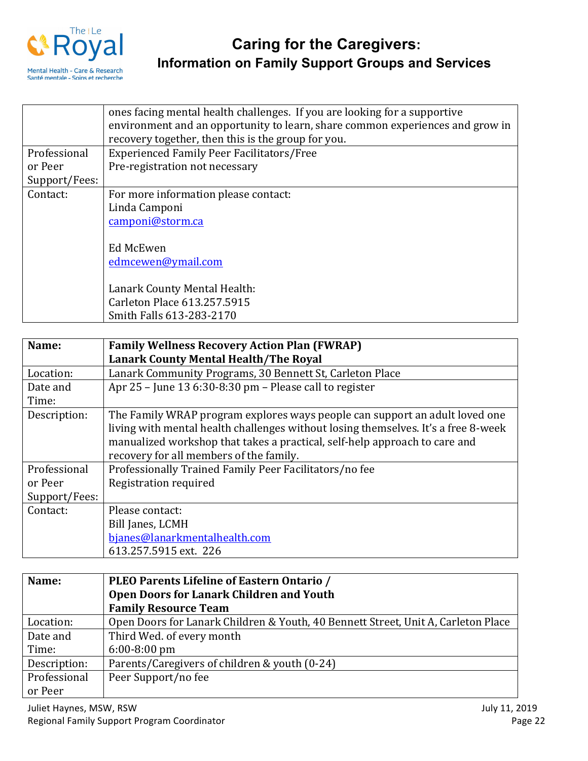|  |  |
|---|---|
|  | ones facing mental health challenges. If you are looking for a supportive environment and an opportunity to learn, share common experiences and grow in recovery together, then this is the group for you. |
| Professional or Peer Support/Fees: | Experienced Family Peer Facilitators/Free<br>Pre-registration not necessary |
| Contact: | For more information please contact:<br>Linda Camponi<br>camponi@storm.ca<br><br>Ed McEwen<br>edmcewen@ymail.com<br><br>Lanark County Mental Health:<br>Carleton Place 613.257.5915<br>Smith Falls 613-283-2170 |

| **Name:** | **Family Wellness Recovery Action Plan (FWRAP)<br>Lanark County Mental Health/The Royal** |
|---|---|
| Location: | Lanark Community Programs, 30 Bennett St, Carleton Place |
| Date and Time: | Apr 25 – June 13 6:30-8:30 pm – Please call to register |
| Description: | The Family WRAP program explores ways people can support an adult loved one living with mental health challenges without losing themselves. It's a free 8-week manualized workshop that takes a practical, self-help approach to care and recovery for all members of the family. |
| Professional or Peer Support/Fees: | Professionally Trained Family Peer Facilitators/no fee<br>Registration required |
| Contact: | Please contact:<br>Bill Janes, LCMH<br>bjanes@lanarkmentalhealth.com<br>613.257.5915 ext. 226 |

| **Name:** | **PLEO Parents Lifeline of Eastern Ontario /<br>Open Doors for Lanark Children and Youth<br>Family Resource Team** |
|---|---|
| Location: | Open Doors for Lanark Children & Youth, 40 Bennett Street, Unit A, Carleton Place |
| Date and Time: | Third Wed. of every month<br>6:00-8:00 pm |
| Description: | Parents/Caregivers of children & youth (0-24) |
| Professional or Peer | Peer Support/no fee |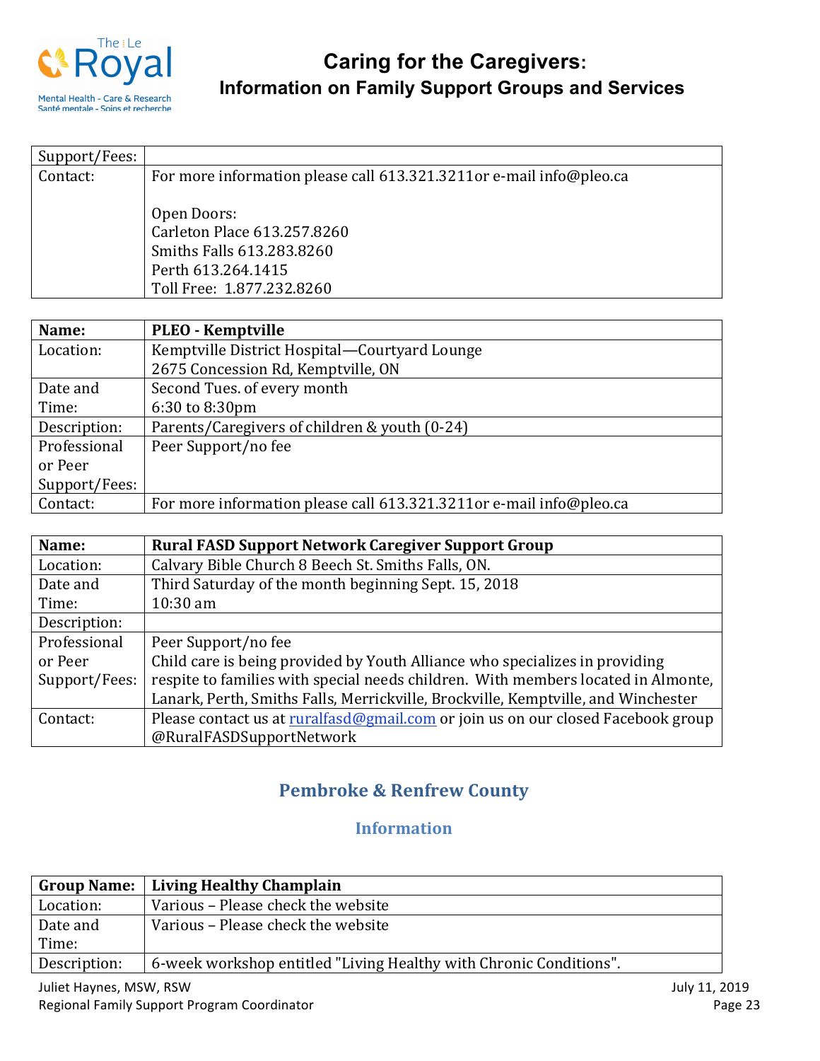| Support/Fees: | |
|---|---|
| Contact: | For more information please call 613.321.3211or e-mail info@pleo.ca<br><br>Open Doors:<br>Carleton Place 613.257.8260<br>Smiths Falls 613.283.8260<br>Perth 613.264.1415<br>Toll Free: 1.877.232.8260 |

| **Name:** | **PLEO - Kemptville** |
|---|---|
| Location: | Kemptville District Hospital—Courtyard Lounge<br>2675 Concession Rd, Kemptville, ON |
| Date and Time: | Second Tues. of every month<br>6:30 to 8:30pm |
| Description: | Parents/Caregivers of children & youth (0-24) |
| Professional or Peer Support/Fees: | Peer Support/no fee |
| Contact: | For more information please call 613.321.3211or e-mail info@pleo.ca |

| **Name:** | **Rural FASD Support Network Caregiver Support Group** |
|---|---|
| Location: | Calvary Bible Church 8 Beech St. Smiths Falls, ON. |
| Date and Time: | Third Saturday of the month beginning Sept. 15, 2018<br>10:30 am |
| Description: | |
| Professional or Peer Support/Fees: | Peer Support/no fee<br>Child care is being provided by Youth Alliance who specializes in providing respite to families with special needs children. With members located in Almonte, Lanark, Perth, Smiths Falls, Merrickville, Brockville, Kemptville, and Winchester |
| Contact: | Please contact us at ruralfasd@gmail.com or join us on our closed Facebook group @RuralFASDSupportNetwork |

## Pembroke & Renfrew County

### Information

| **Group Name:** | **Living Healthy Champlain** |
|---|---|
| Location: | Various – Please check the website |
| Date and Time: | Various – Please check the website |
| Description: | 6-week workshop entitled "Living Healthy with Chronic Conditions". |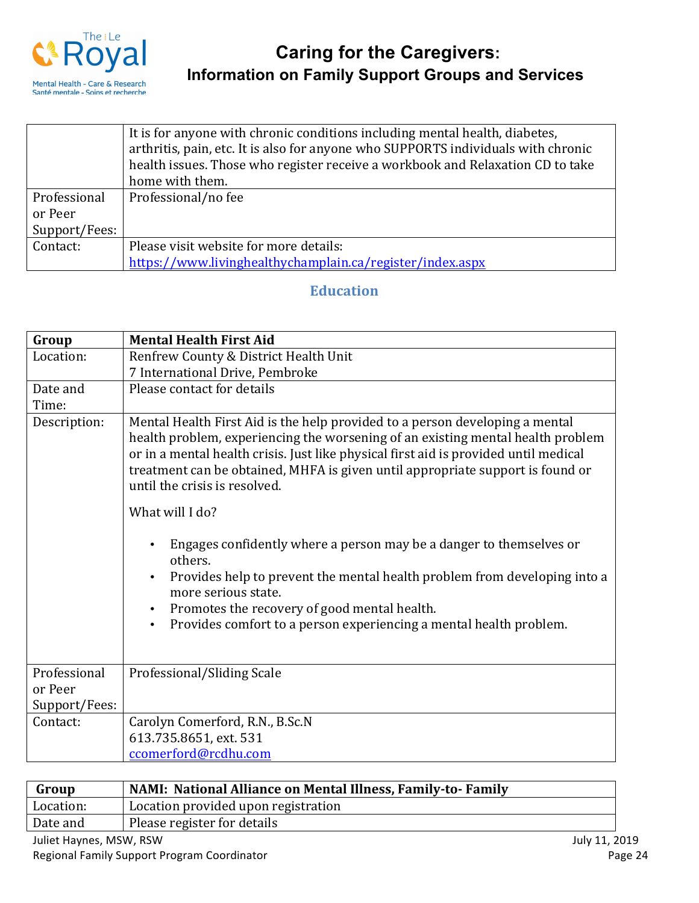| | |
|---|---|
| | It is for anyone with chronic conditions including mental health, diabetes, arthritis, pain, etc. It is also for anyone who SUPPORTS individuals with chronic health issues. Those who register receive a workbook and Relaxation CD to take home with them. |
| Professional or Peer Support/Fees: | Professional/no fee |
| Contact: | Please visit website for more details: https://www.livinghealthychamplain.ca/register/index.aspx |

## Education

| **Group** | **Mental Health First Aid** |
|---|---|
| Location: | Renfrew County & District Health Unit<br>7 International Drive, Pembroke |
| Date and Time: | Please contact for details |
| Description: | Mental Health First Aid is the help provided to a person developing a mental health problem, experiencing the worsening of an existing mental health problem or in a mental health crisis. Just like physical first aid is provided until medical treatment can be obtained, MHFA is given until appropriate support is found or until the crisis is resolved.<br><br>What will I do?<br><br>• Engages confidently where a person may be a danger to themselves or others.<br>• Provides help to prevent the mental health problem from developing into a more serious state.<br>• Promotes the recovery of good mental health.<br>• Provides comfort to a person experiencing a mental health problem. |
| Professional or Peer Support/Fees: | Professional/Sliding Scale |
| Contact: | Carolyn Comerford, R.N., B.Sc.N<br>613.735.8651, ext. 531<br>ccomerford@rcdhu.com |

| **Group** | **NAMI: National Alliance on Mental Illness, Family-to- Family** |
|---|---|
| Location: | Location provided upon registration |
| Date and | Please register for details |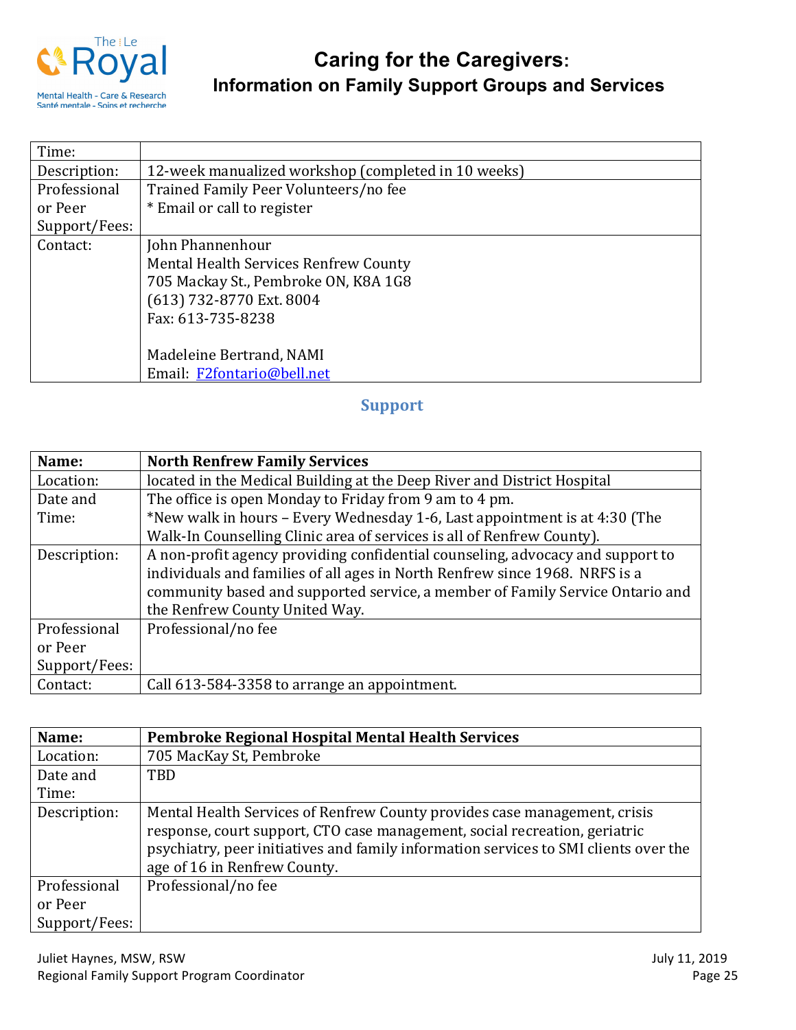| Time: | |
|---|---|
| Description: | 12-week manualized workshop (completed in 10 weeks) |
| Professional or Peer Support/Fees: | Trained Family Peer Volunteers/no fee<br>* Email or call to register |
| Contact: | John Phannenhour<br>Mental Health Services Renfrew County<br>705 Mackay St., Pembroke ON, K8A 1G8<br>(613) 732-8770 Ext. 8004<br>Fax: 613-735-8238<br><br>Madeleine Bertrand, NAMI<br>Email: F2fontario@bell.net |

## Support

| **Name:** | **North Renfrew Family Services** |
|---|---|
| Location: | located in the Medical Building at the Deep River and District Hospital |
| Date and Time: | The office is open Monday to Friday from 9 am to 4 pm.<br>*New walk in hours – Every Wednesday 1-6, Last appointment is at 4:30 (The Walk-In Counselling Clinic area of services is all of Renfrew County). |
| Description: | A non-profit agency providing confidential counseling, advocacy and support to individuals and families of all ages in North Renfrew since 1968. NRFS is a community based and supported service, a member of Family Service Ontario and the Renfrew County United Way. |
| Professional or Peer Support/Fees: | Professional/no fee |
| Contact: | Call 613-584-3358 to arrange an appointment. |

| **Name:** | **Pembroke Regional Hospital Mental Health Services** |
|---|---|
| Location: | 705 MacKay St, Pembroke |
| Date and Time: | TBD |
| Description: | Mental Health Services of Renfrew County provides case management, crisis response, court support, CTO case management, social recreation, geriatric psychiatry, peer initiatives and family information services to SMI clients over the age of 16 in Renfrew County. |
| Professional or Peer Support/Fees: | Professional/no fee |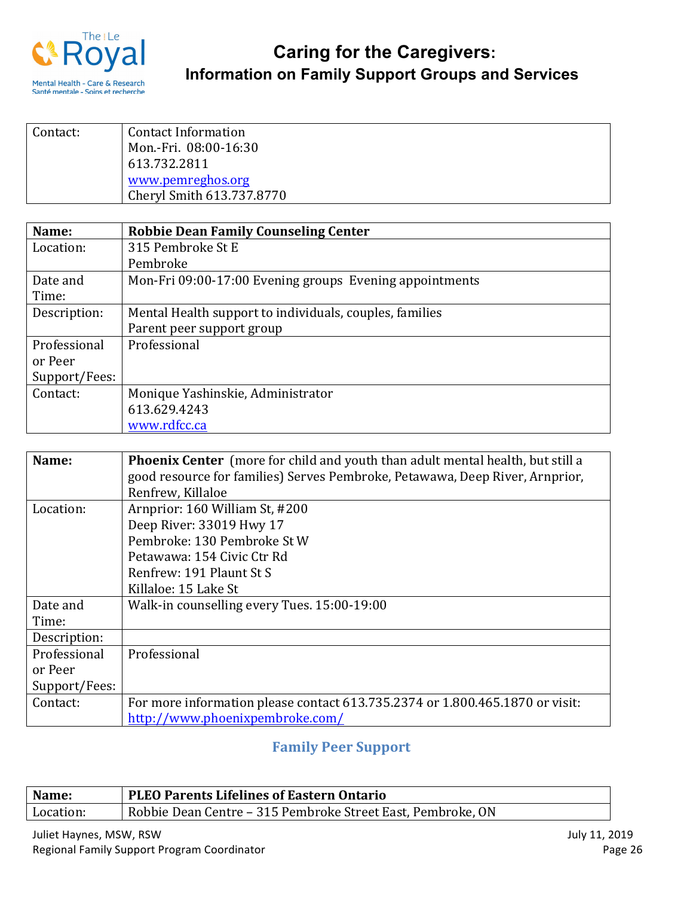| Contact: | Contact Information<br>Mon.-Fri. 08:00-16:30<br>613.732.2811<br>www.pemreghos.org<br>Cheryl Smith 613.737.8770 |
|---|---|

| **Name:** | **Robbie Dean Family Counseling Center** |
|---|---|
| Location: | 315 Pembroke St E<br>Pembroke |
| Date and Time: | Mon-Fri 09:00-17:00 Evening groups Evening appointments |
| Description: | Mental Health support to individuals, couples, families<br>Parent peer support group |
| Professional or Peer Support/Fees: | Professional |
| Contact: | Monique Yashinskie, Administrator<br>613.629.4243<br>www.rdfcc.ca |

| **Name:** | **Phoenix Center** (more for child and youth than adult mental health, but still a good resource for families) Serves Pembroke, Petawawa, Deep River, Arnprior, Renfrew, Killaloe |
|---|---|
| Location: | Arnprior: 160 William St, #200<br>Deep River: 33019 Hwy 17<br>Pembroke: 130 Pembroke St W<br>Petawawa: 154 Civic Ctr Rd<br>Renfrew: 191 Plaunt St S<br>Killaloe: 15 Lake St |
| Date and Time: | Walk-in counselling every Tues. 15:00-19:00 |
| Description: | |
| Professional or Peer Support/Fees: | Professional |
| Contact: | For more information please contact 613.735.2374 or 1.800.465.1870 or visit: http://www.phoenixpembroke.com/ |

## Family Peer Support

| **Name:** | **PLEO Parents Lifelines of Eastern Ontario** |
|---|---|
| Location: | Robbie Dean Centre – 315 Pembroke Street East, Pembroke, ON |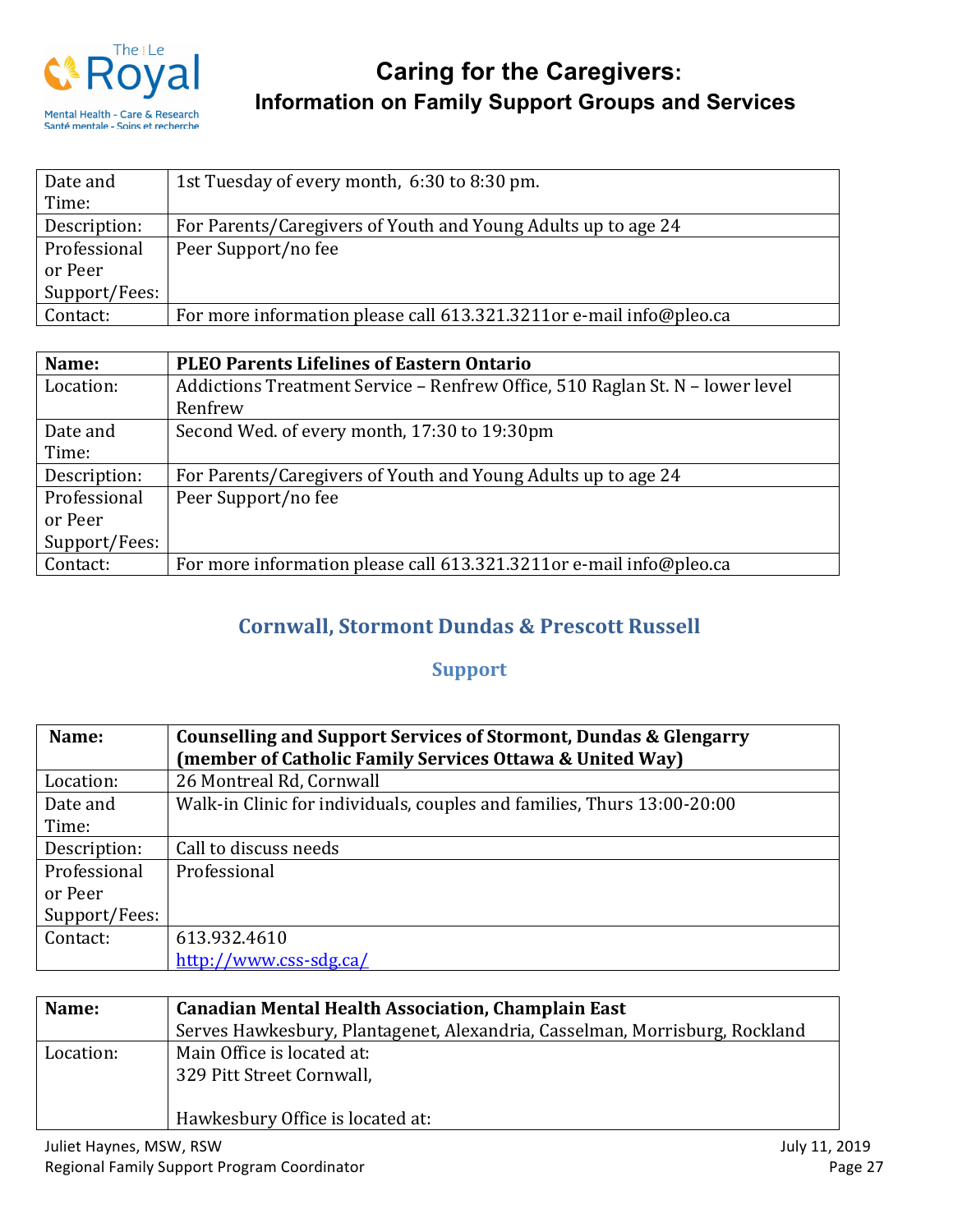| | |
|---|---|
| Date and Time: | 1st Tuesday of every month, 6:30 to 8:30 pm. |
| Description: | For Parents/Caregivers of Youth and Young Adults up to age 24 |
| Professional or Peer Support/Fees: | Peer Support/no fee |
| Contact: | For more information please call 613.321.3211or e-mail info@pleo.ca |

| **Name:** | **PLEO Parents Lifelines of Eastern Ontario** |
|---|---|
| Location: | Addictions Treatment Service – Renfrew Office, 510 Raglan St. N – lower level Renfrew |
| Date and Time: | Second Wed. of every month, 17:30 to 19:30pm |
| Description: | For Parents/Caregivers of Youth and Young Adults up to age 24 |
| Professional or Peer Support/Fees: | Peer Support/no fee |
| Contact: | For more information please call 613.321.3211or e-mail info@pleo.ca |

## Cornwall, Stormont Dundas & Prescott Russell

### Support

| **Name:** | **Counselling and Support Services of Stormont, Dundas & Glengarry (member of Catholic Family Services Ottawa & United Way)** |
|---|---|
| Location: | 26 Montreal Rd, Cornwall |
| Date and Time: | Walk-in Clinic for individuals, couples and families, Thurs 13:00-20:00 |
| Description: | Call to discuss needs |
| Professional or Peer Support/Fees: | Professional |
| Contact: | 613.932.4610<br>http://www.css-sdg.ca/ |

| **Name:** | **Canadian Mental Health Association, Champlain East**<br>Serves Hawkesbury, Plantagenet, Alexandria, Casselman, Morrisburg, Rockland |
|---|---|
| Location: | Main Office is located at:<br>329 Pitt Street Cornwall,<br><br>Hawkesbury Office is located at: |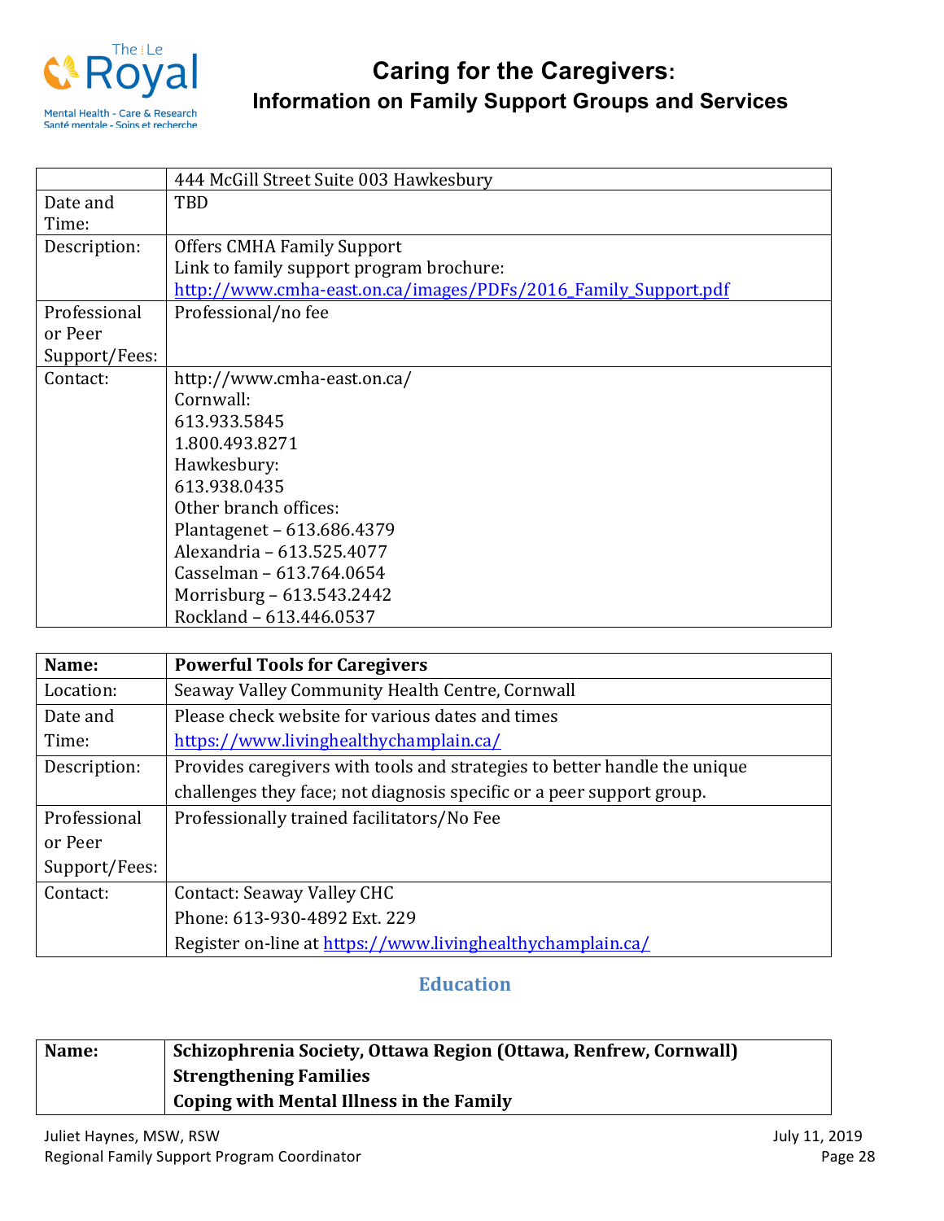| | 444 McGill Street Suite 003 Hawkesbury |
|---|---|
| Date and Time: | TBD |
| Description: | Offers CMHA Family Support<br>Link to family support program brochure:<br>http://www.cmha-east.on.ca/images/PDFs/2016_Family_Support.pdf |
| Professional or Peer Support/Fees: | Professional/no fee |
| Contact: | http://www.cmha-east.on.ca/<br>Cornwall:<br>613.933.5845<br>1.800.493.8271<br>Hawkesbury:<br>613.938.0435<br>Other branch offices:<br>Plantagenet – 613.686.4379<br>Alexandria – 613.525.4077<br>Casselman – 613.764.0654<br>Morrisburg – 613.543.2442<br>Rockland – 613.446.0537 |

| **Name:** | **Powerful Tools for Caregivers** |
|---|---|
| Location: | Seaway Valley Community Health Centre, Cornwall |
| Date and Time: | Please check website for various dates and times<br>https://www.livinghealthychamplain.ca/ |
| Description: | Provides caregivers with tools and strategies to better handle the unique challenges they face; not diagnosis specific or a peer support group. |
| Professional or Peer Support/Fees: | Professionally trained facilitators/No Fee |
| Contact: | Contact: Seaway Valley CHC<br>Phone: 613-930-4892 Ext. 229<br>Register on-line at https://www.livinghealthychamplain.ca/ |

## Education

| **Name:** | **Schizophrenia Society, Ottawa Region (Ottawa, Renfrew, Cornwall)**<br>**Strengthening Families**<br>**Coping with Mental Illness in the Family** |
|---|---|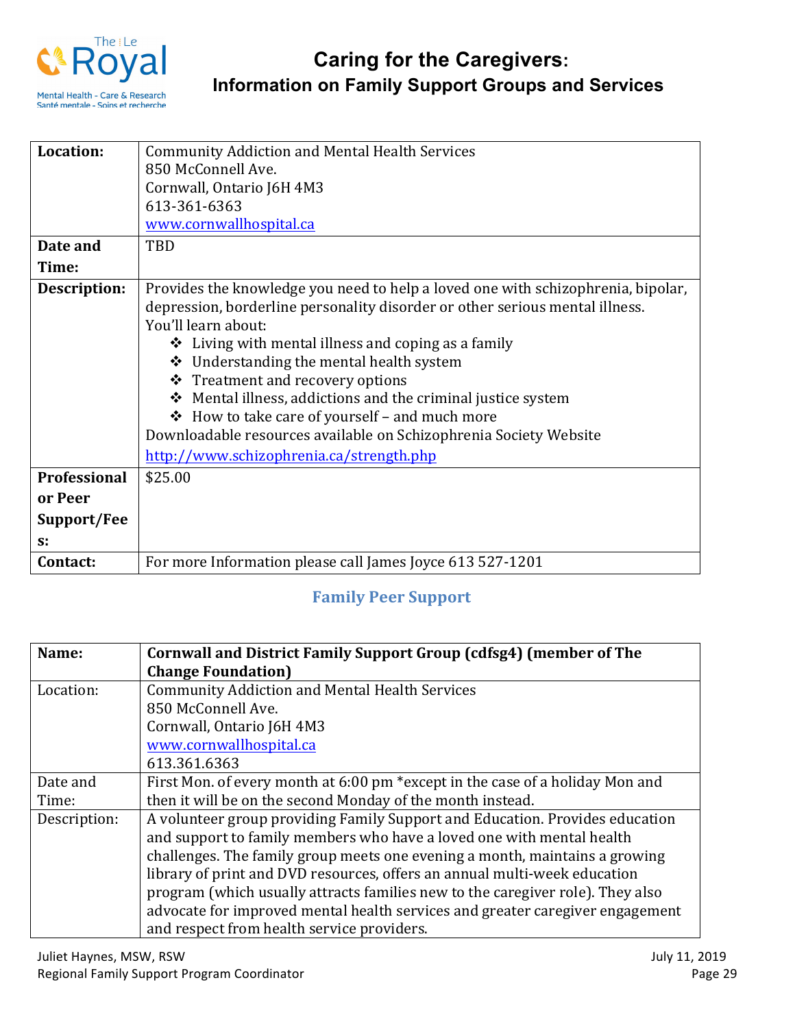| Location: | Community Addiction and Mental Health Services<br>850 McConnell Ave.<br>Cornwall, Ontario J6H 4M3<br>613-361-6363<br>www.cornwallhospital.ca |
|---|---|
| Date and Time: | TBD |
| Description: | Provides the knowledge you need to help a loved one with schizophrenia, bipolar, depression, borderline personality disorder or other serious mental illness.<br>You'll learn about:<br>❖ Living with mental illness and coping as a family<br>❖ Understanding the mental health system<br>❖ Treatment and recovery options<br>❖ Mental illness, addictions and the criminal justice system<br>❖ How to take care of yourself – and much more<br>Downloadable resources available on Schizophrenia Society Website<br>http://www.schizophrenia.ca/strength.php |
| Professional or Peer Support/Fees: | $25.00 |
| Contact: | For more Information please call James Joyce 613 527-1201 |

## Family Peer Support

| Name: | **Cornwall and District Family Support Group (cdfsg4) (member of The Change Foundation)** |
|---|---|
| Location: | Community Addiction and Mental Health Services<br>850 McConnell Ave.<br>Cornwall, Ontario J6H 4M3<br>www.cornwallhospital.ca<br>613.361.6363 |
| Date and Time: | First Mon. of every month at 6:00 pm *except in the case of a holiday Mon and then it will be on the second Monday of the month instead. |
| Description: | A volunteer group providing Family Support and Education. Provides education and support to family members who have a loved one with mental health challenges. The family group meets one evening a month, maintains a growing library of print and DVD resources, offers an annual multi-week education program (which usually attracts families new to the caregiver role). They also advocate for improved mental health services and greater caregiver engagement and respect from health service providers. |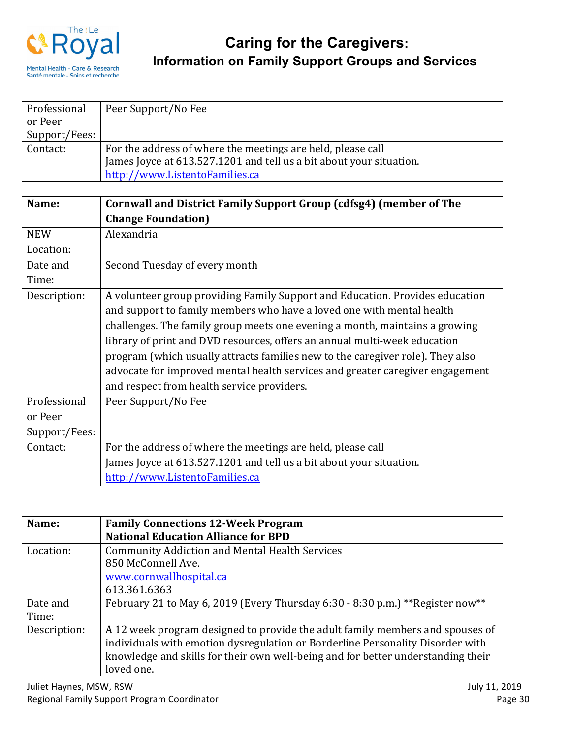| | |
|---|---|
| Professional or Peer Support/Fees: | Peer Support/No Fee |
| Contact: | For the address of where the meetings are held, please call James Joyce at 613.527.1201 and tell us a bit about your situation. http://www.ListentoFamilies.ca |

| Name: | **Cornwall and District Family Support Group (cdfsg4) (member of The Change Foundation)** |
|---|---|
| NEW Location: | Alexandria |
| Date and Time: | Second Tuesday of every month |
| Description: | A volunteer group providing Family Support and Education. Provides education and support to family members who have a loved one with mental health challenges. The family group meets one evening a month, maintains a growing library of print and DVD resources, offers an annual multi-week education program (which usually attracts families new to the caregiver role). They also advocate for improved mental health services and greater caregiver engagement and respect from health service providers. |
| Professional or Peer Support/Fees: | Peer Support/No Fee |
| Contact: | For the address of where the meetings are held, please call James Joyce at 613.527.1201 and tell us a bit about your situation. http://www.ListentoFamilies.ca |

| Name: | **Family Connections 12-Week Program National Education Alliance for BPD** |
|---|---|
| Location: | Community Addiction and Mental Health Services 850 McConnell Ave. www.cornwallhospital.ca 613.361.6363 |
| Date and Time: | February 21 to May 6, 2019 (Every Thursday 6:30 - 8:30 p.m.) **Register now** |
| Description: | A 12 week program designed to provide the adult family members and spouses of individuals with emotion dysregulation or Borderline Personality Disorder with knowledge and skills for their own well-being and for better understanding their loved one. |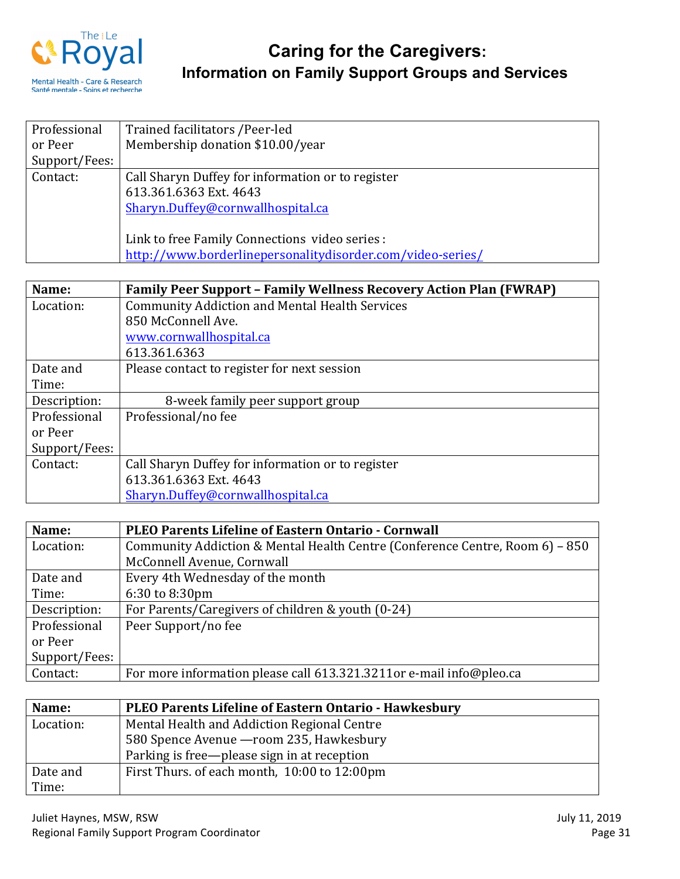| Professional or Peer Support/Fees: | Trained facilitators /Peer-led<br>Membership donation $10.00/year |
| --- | --- |
| Contact: | Call Sharyn Duffey for information or to register<br>613.361.6363 Ext. 4643<br>Sharyn.Duffey@cornwallhospital.ca<br><br>Link to free Family Connections video series :<br>http://www.borderlinepersonalitydisorder.com/video-series/ |

| **Name:** | **Family Peer Support – Family Wellness Recovery Action Plan (FWRAP)** |
| --- | --- |
| Location: | Community Addiction and Mental Health Services<br>850 McConnell Ave.<br>www.cornwallhospital.ca<br>613.361.6363 |
| Date and Time: | Please contact to register for next session |
| Description: | 8-week family peer support group |
| Professional or Peer Support/Fees: | Professional/no fee |
| Contact: | Call Sharyn Duffey for information or to register<br>613.361.6363 Ext. 4643<br>Sharyn.Duffey@cornwallhospital.ca |

| **Name:** | **PLEO Parents Lifeline of Eastern Ontario - Cornwall** |
| --- | --- |
| Location: | Community Addiction & Mental Health Centre (Conference Centre, Room 6) – 850 McConnell Avenue, Cornwall |
| Date and Time: | Every 4th Wednesday of the month<br>6:30 to 8:30pm |
| Description: | For Parents/Caregivers of children & youth (0-24) |
| Professional or Peer Support/Fees: | Peer Support/no fee |
| Contact: | For more information please call 613.321.3211or e-mail info@pleo.ca |

| **Name:** | **PLEO Parents Lifeline of Eastern Ontario - Hawkesbury** |
| --- | --- |
| Location: | Mental Health and Addiction Regional Centre<br>580 Spence Avenue —room 235, Hawkesbury<br>Parking is free—please sign in at reception |
| Date and Time: | First Thurs. of each month, 10:00 to 12:00pm |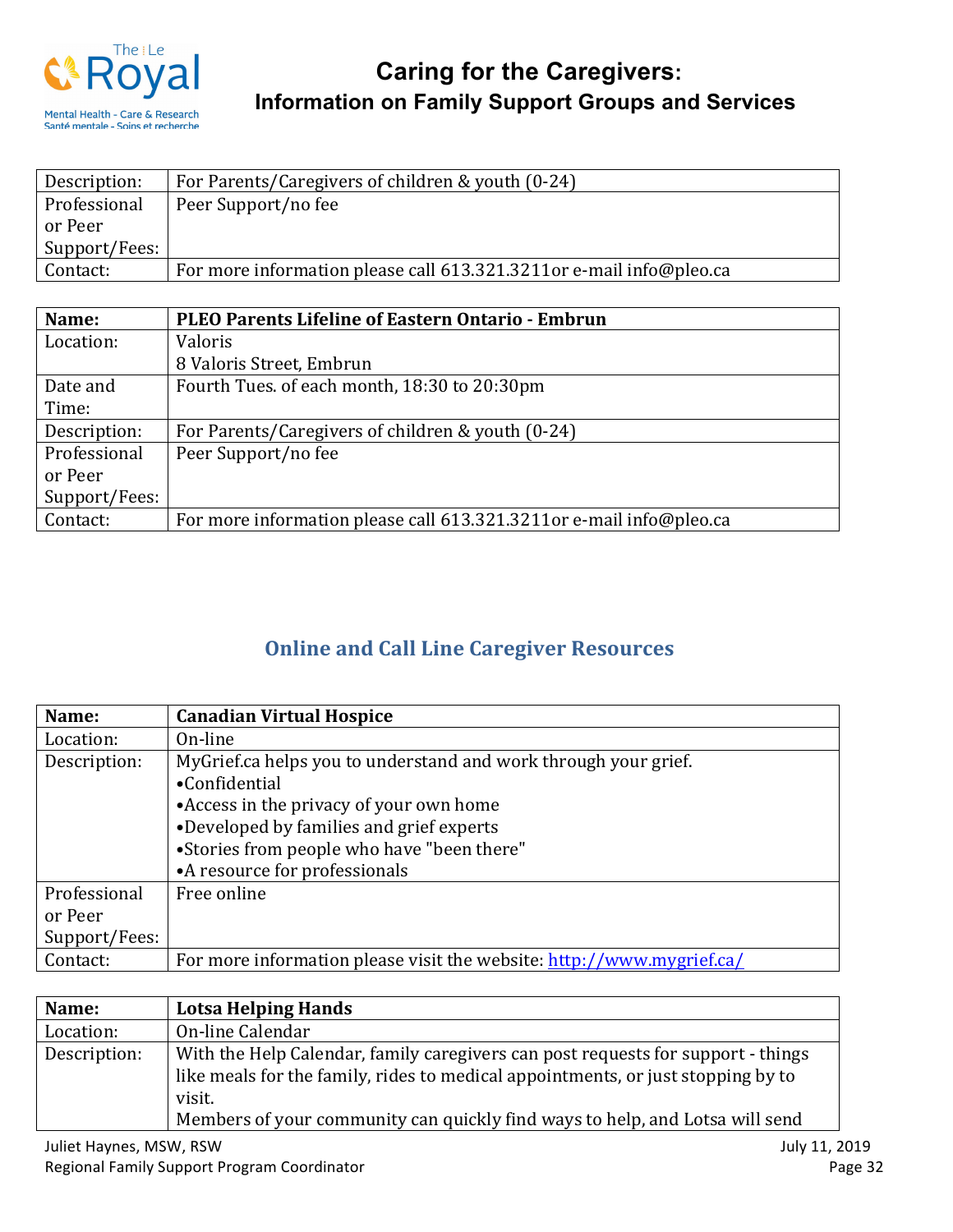| Description: | For Parents/Caregivers of children & youth (0-24) |
|---|---|
| Professional or Peer Support/Fees: | Peer Support/no fee |
| Contact: | For more information please call 613.321.3211or e-mail info@pleo.ca |

| Name: | PLEO Parents Lifeline of Eastern Ontario - Embrun |
|---|---|
| Location: | Valoris<br>8 Valoris Street, Embrun |
| Date and Time: | Fourth Tues. of each month, 18:30 to 20:30pm |
| Description: | For Parents/Caregivers of children & youth (0-24) |
| Professional or Peer Support/Fees: | Peer Support/no fee |
| Contact: | For more information please call 613.321.3211or e-mail info@pleo.ca |

## Online and Call Line Caregiver Resources

| Name: | Canadian Virtual Hospice |
|---|---|
| Location: | On-line |
| Description: | MyGrief.ca helps you to understand and work through your grief.<br>•Confidential<br>•Access in the privacy of your own home<br>•Developed by families and grief experts<br>•Stories from people who have "been there"<br>•A resource for professionals |
| Professional or Peer Support/Fees: | Free online |
| Contact: | For more information please visit the website: http://www.mygrief.ca/ |

| Name: | Lotsa Helping Hands |
|---|---|
| Location: | On-line Calendar |
| Description: | With the Help Calendar, family caregivers can post requests for support - things like meals for the family, rides to medical appointments, or just stopping by to visit.<br>Members of your community can quickly find ways to help, and Lotsa will send |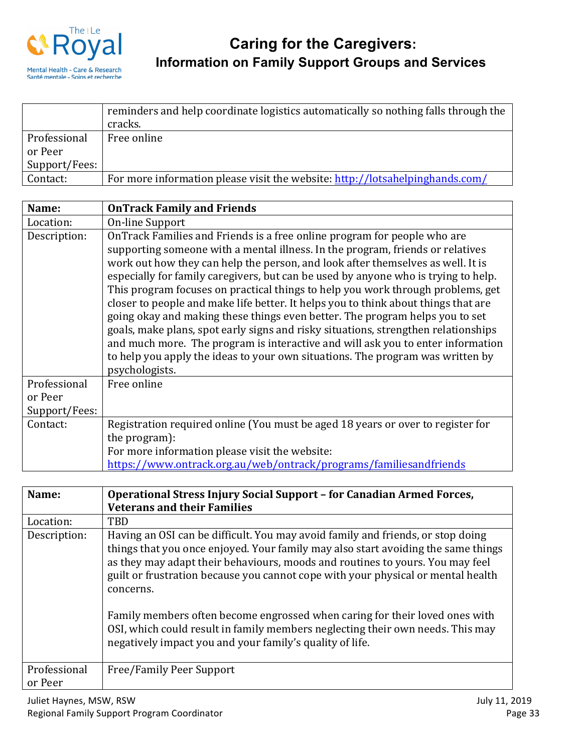| | |
|---|---|
| | reminders and help coordinate logistics automatically so nothing falls through the cracks. |
| Professional or Peer Support/Fees: | Free online |
| Contact: | For more information please visit the website: http://lotsahelpinghands.com/ |

| **Name:** | **OnTrack Family and Friends** |
|---|---|
| Location: | On-line Support |
| Description: | OnTrack Families and Friends is a free online program for people who are supporting someone with a mental illness. In the program, friends or relatives work out how they can help the person, and look after themselves as well. It is especially for family caregivers, but can be used by anyone who is trying to help. This program focuses on practical things to help you work through problems, get closer to people and make life better. It helps you to think about things that are going okay and making these things even better. The program helps you to set goals, make plans, spot early signs and risky situations, strengthen relationships and much more. The program is interactive and will ask you to enter information to help you apply the ideas to your own situations. The program was written by psychologists. |
| Professional or Peer Support/Fees: | Free online |
| Contact: | Registration required online (You must be aged 18 years or over to register for the program): For more information please visit the website: https://www.ontrack.org.au/web/ontrack/programs/familiesandfriends |

| **Name:** | **Operational Stress Injury Social Support – for Canadian Armed Forces, Veterans and their Families** |
|---|---|
| Location: | TBD |
| Description: | Having an OSI can be difficult. You may avoid family and friends, or stop doing things that you once enjoyed. Your family may also start avoiding the same things as they may adapt their behaviours, moods and routines to yours. You may feel guilt or frustration because you cannot cope with your physical or mental health concerns. <br><br> Family members often become engrossed when caring for their loved ones with OSI, which could result in family members neglecting their own needs. This may negatively impact you and your family's quality of life. |
| Professional or Peer | Free/Family Peer Support |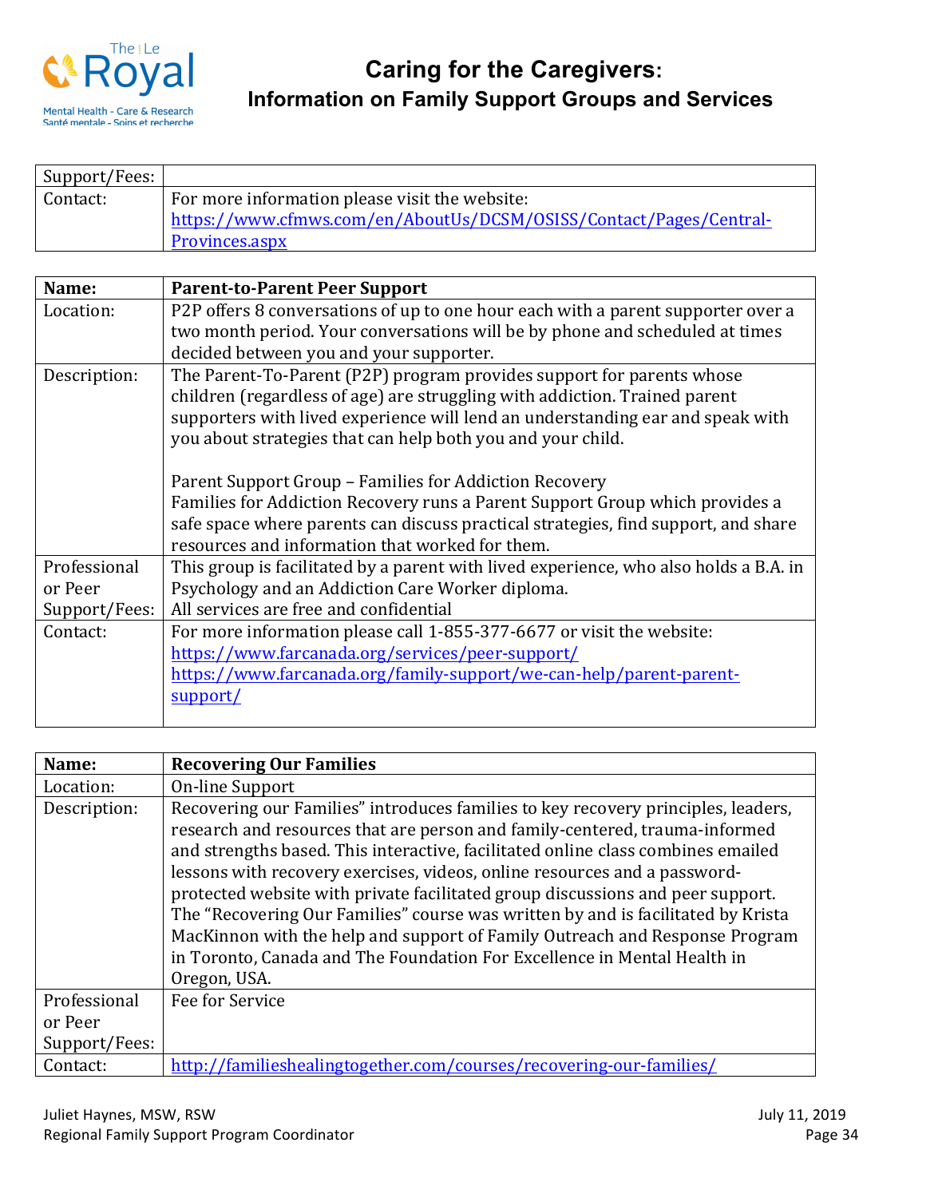| Support/Fees: | |
|---|---|
| Contact: | For more information please visit the website: https://www.cfmws.com/en/AboutUs/DCSM/OSISS/Contact/Pages/Central-Provinces.aspx |

| **Name:** | **Parent-to-Parent Peer Support** |
|---|---|
| Location: | P2P offers 8 conversations of up to one hour each with a parent supporter over a two month period. Your conversations will be by phone and scheduled at times decided between you and your supporter. |
| Description: | The Parent-To-Parent (P2P) program provides support for parents whose children (regardless of age) are struggling with addiction. Trained parent supporters with lived experience will lend an understanding ear and speak with you about strategies that can help both you and your child.<br><br>Parent Support Group – Families for Addiction Recovery<br>Families for Addiction Recovery runs a Parent Support Group which provides a safe space where parents can discuss practical strategies, find support, and share resources and information that worked for them. |
| Professional or Peer Support/Fees: | This group is facilitated by a parent with lived experience, who also holds a B.A. in Psychology and an Addiction Care Worker diploma.<br>All services are free and confidential |
| Contact: | For more information please call 1-855-377-6677 or visit the website:<br>https://www.farcanada.org/services/peer-support/<br>https://www.farcanada.org/family-support/we-can-help/parent-parent-support/ |

| **Name:** | **Recovering Our Families** |
|---|---|
| Location: | On-line Support |
| Description: | Recovering our Families" introduces families to key recovery principles, leaders, research and resources that are person and family-centered, trauma-informed and strengths based. This interactive, facilitated online class combines emailed lessons with recovery exercises, videos, online resources and a password-protected website with private facilitated group discussions and peer support. The "Recovering Our Families" course was written by and is facilitated by Krista MacKinnon with the help and support of Family Outreach and Response Program in Toronto, Canada and The Foundation For Excellence in Mental Health in Oregon, USA. |
| Professional or Peer Support/Fees: | Fee for Service |
| Contact: | http://familieshealingtogether.com/courses/recovering-our-families/ |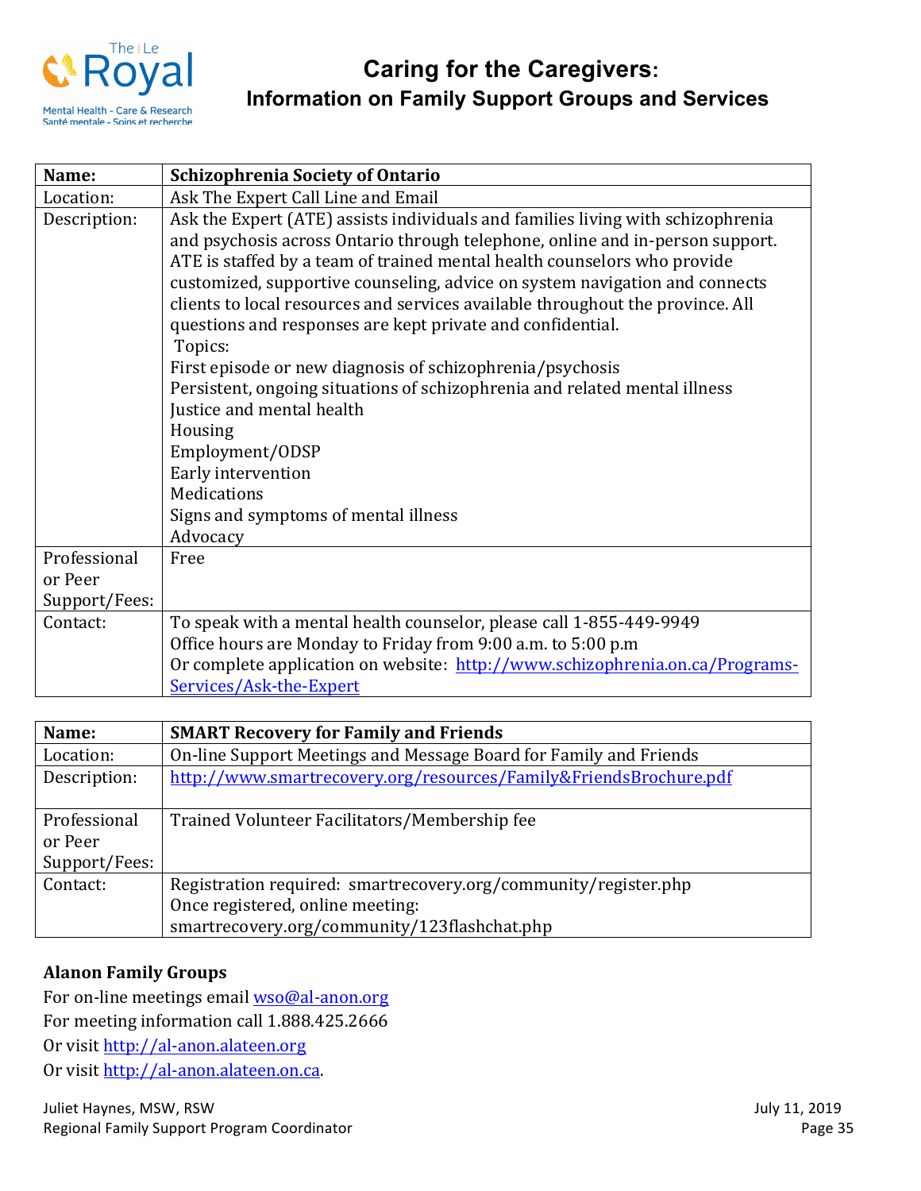# Caring for the Caregivers:
## Information on Family Support Groups and Services

| Name: | **Schizophrenia Society of Ontario** |
|---|---|
| Location: | Ask The Expert Call Line and Email |
| Description: | Ask the Expert (ATE) assists individuals and families living with schizophrenia and psychosis across Ontario through telephone, online and in-person support. ATE is staffed by a team of trained mental health counselors who provide customized, supportive counseling, advice on system navigation and connects clients to local resources and services available throughout the province. All questions and responses are kept private and confidential.<br>Topics:<br>First episode or new diagnosis of schizophrenia/psychosis<br>Persistent, ongoing situations of schizophrenia and related mental illness<br>Justice and mental health<br>Housing<br>Employment/ODSP<br>Early intervention<br>Medications<br>Signs and symptoms of mental illness<br>Advocacy |
| Professional or Peer Support/Fees: | Free |
| Contact: | To speak with a mental health counselor, please call 1-855-449-9949<br>Office hours are Monday to Friday from 9:00 a.m. to 5:00 p.m<br>Or complete application on website: http://www.schizophrenia.on.ca/Programs-Services/Ask-the-Expert |

| Name: | **SMART Recovery for Family and Friends** |
|---|---|
| Location: | On-line Support Meetings and Message Board for Family and Friends |
| Description: | http://www.smartrecovery.org/resources/Family&FriendsBrochure.pdf |
| Professional or Peer Support/Fees: | Trained Volunteer Facilitators/Membership fee |
| Contact: | Registration required: smartrecovery.org/community/register.php<br>Once registered, online meeting:<br>smartrecovery.org/community/123flashchat.php |

**Alanon Family Groups**

For on-line meetings email wso@al-anon.org
For meeting information call 1.888.425.2666
Or visit http://al-anon.alateen.org
Or visit http://al-anon.alateen.on.ca.

Juliet Haynes, MSW, RSW
Regional Family Support Program Coordinator
July 11, 2019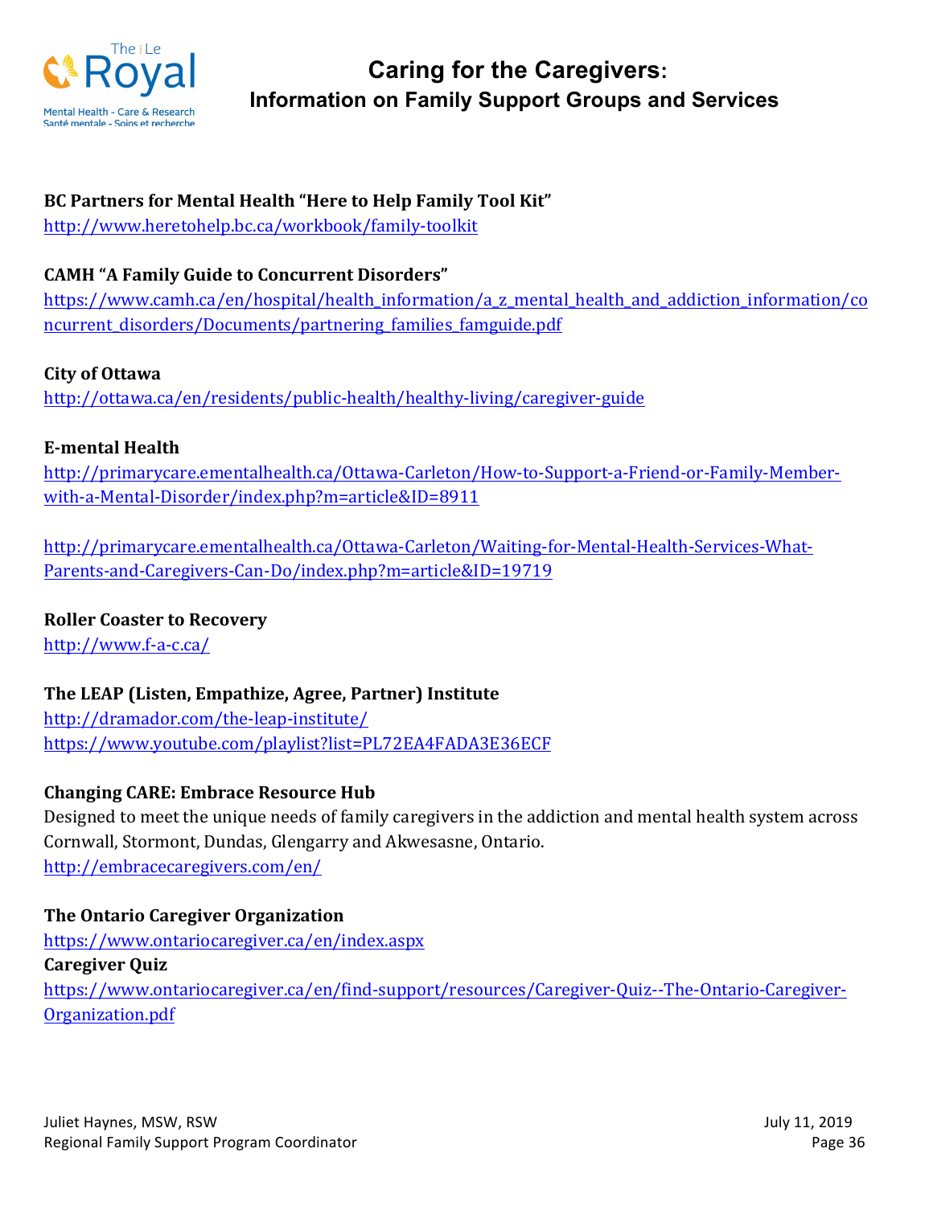**BC Partners for Mental Health "Here to Help Family Tool Kit"**
http://www.heretohelp.bc.ca/workbook/family-toolkit

**CAMH "A Family Guide to Concurrent Disorders"**
https://www.camh.ca/en/hospital/health_information/a_z_mental_health_and_addiction_information/concurrent_disorders/Documents/partnering_families_famguide.pdf

**City of Ottawa**
http://ottawa.ca/en/residents/public-health/healthy-living/caregiver-guide

**E-mental Health**
http://primarycare.ementalhealth.ca/Ottawa-Carleton/How-to-Support-a-Friend-or-Family-Member-with-a-Mental-Disorder/index.php?m=article&ID=8911

http://primarycare.ementalhealth.ca/Ottawa-Carleton/Waiting-for-Mental-Health-Services-What-Parents-and-Caregivers-Can-Do/index.php?m=article&ID=19719

**Roller Coaster to Recovery**
http://www.f-a-c.ca/

**The LEAP (Listen, Empathize, Agree, Partner) Institute**
http://dramador.com/the-leap-institute/
https://www.youtube.com/playlist?list=PL72EA4FADA3E36ECF

**Changing CARE: Embrace Resource Hub**
Designed to meet the unique needs of family caregivers in the addiction and mental health system across Cornwall, Stormont, Dundas, Glengarry and Akwesasne, Ontario.
http://embracecaregivers.com/en/

**The Ontario Caregiver Organization**
https://www.ontariocaregiver.ca/en/index.aspx
**Caregiver Quiz**
https://www.ontariocaregiver.ca/en/find-support/resources/Caregiver-Quiz--The-Ontario-Caregiver-Organization.pdf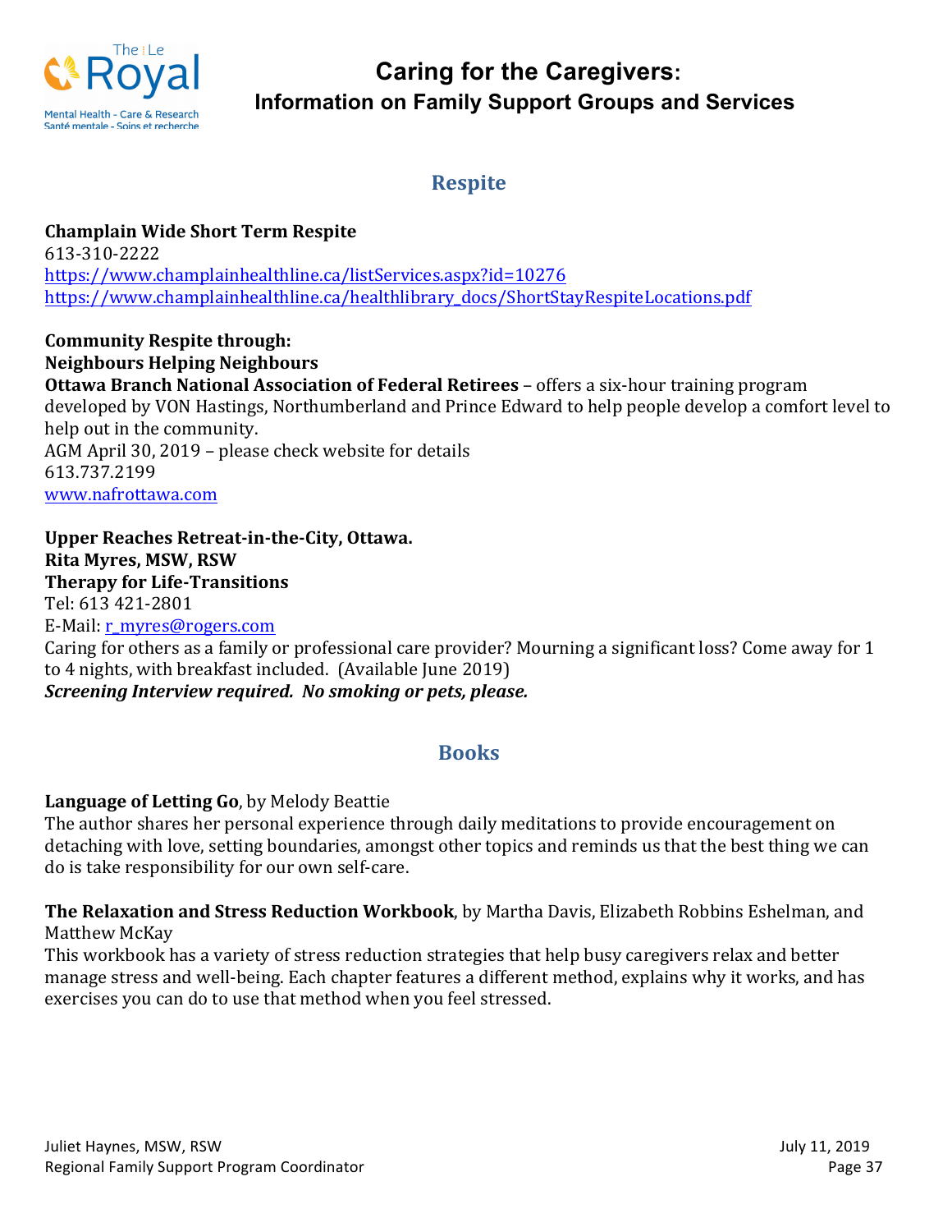# Caring for the Caregivers:
## Information on Family Support Groups and Services

## Respite

**Champlain Wide Short Term Respite**
613-310-2222
https://www.champlainhealthline.ca/listServices.aspx?id=10276
https://www.champlainhealthline.ca/healthlibrary_docs/ShortStayRespiteLocations.pdf

**Community Respite through:**
**Neighbours Helping Neighbours**
**Ottawa Branch National Association of Federal Retirees** – offers a six-hour training program developed by VON Hastings, Northumberland and Prince Edward to help people develop a comfort level to help out in the community.
AGM April 30, 2019 – please check website for details
613.737.2199
www.nafrottawa.com

**Upper Reaches Retreat-in-the-City, Ottawa.**
**Rita Myres, MSW, RSW**
**Therapy for Life-Transitions**
Tel: 613 421-2801
E-Mail: r_myres@rogers.com
Caring for others as a family or professional care provider? Mourning a significant loss? Come away for 1 to 4 nights, with breakfast included. (Available June 2019)
***Screening Interview required. No smoking or pets, please.***

## Books

**Language of Letting Go**, by Melody Beattie
The author shares her personal experience through daily meditations to provide encouragement on detaching with love, setting boundaries, amongst other topics and reminds us that the best thing we can do is take responsibility for our own self-care.

**The Relaxation and Stress Reduction Workbook**, by Martha Davis, Elizabeth Robbins Eshelman, and Matthew McKay
This workbook has a variety of stress reduction strategies that help busy caregivers relax and better manage stress and well-being. Each chapter features a different method, explains why it works, and has exercises you can do to use that method when you feel stressed.